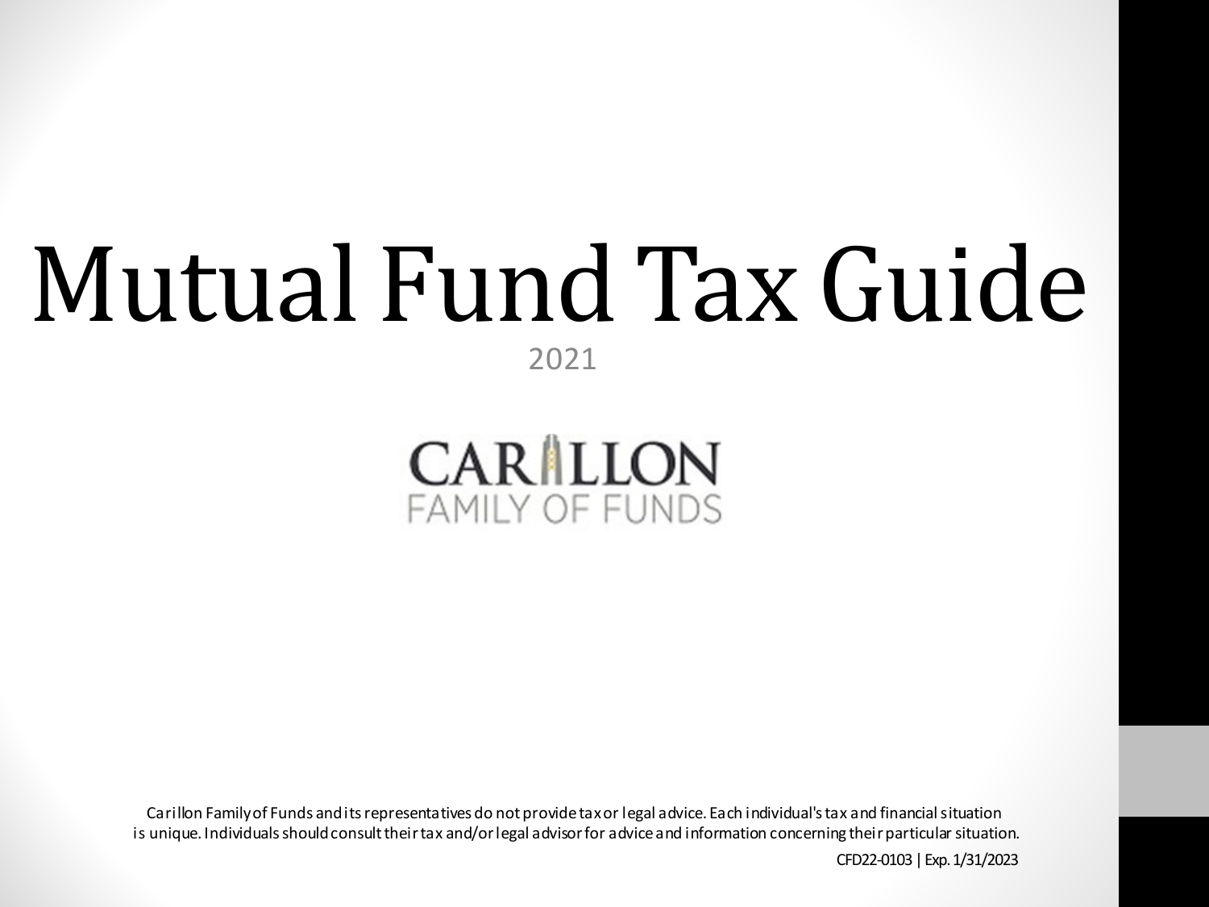# Mutual Fund Tax Guide

2021

CARILLON
FAMILY OF FUNDS

Carillon Family of Funds and its representatives do not provide tax or legal advice. Each individual's tax and financial situation is unique. Individuals should consult their tax and/or legal advisor for advice and information concerning their particular situation.

CFD22-0103 | Exp. 1/31/2023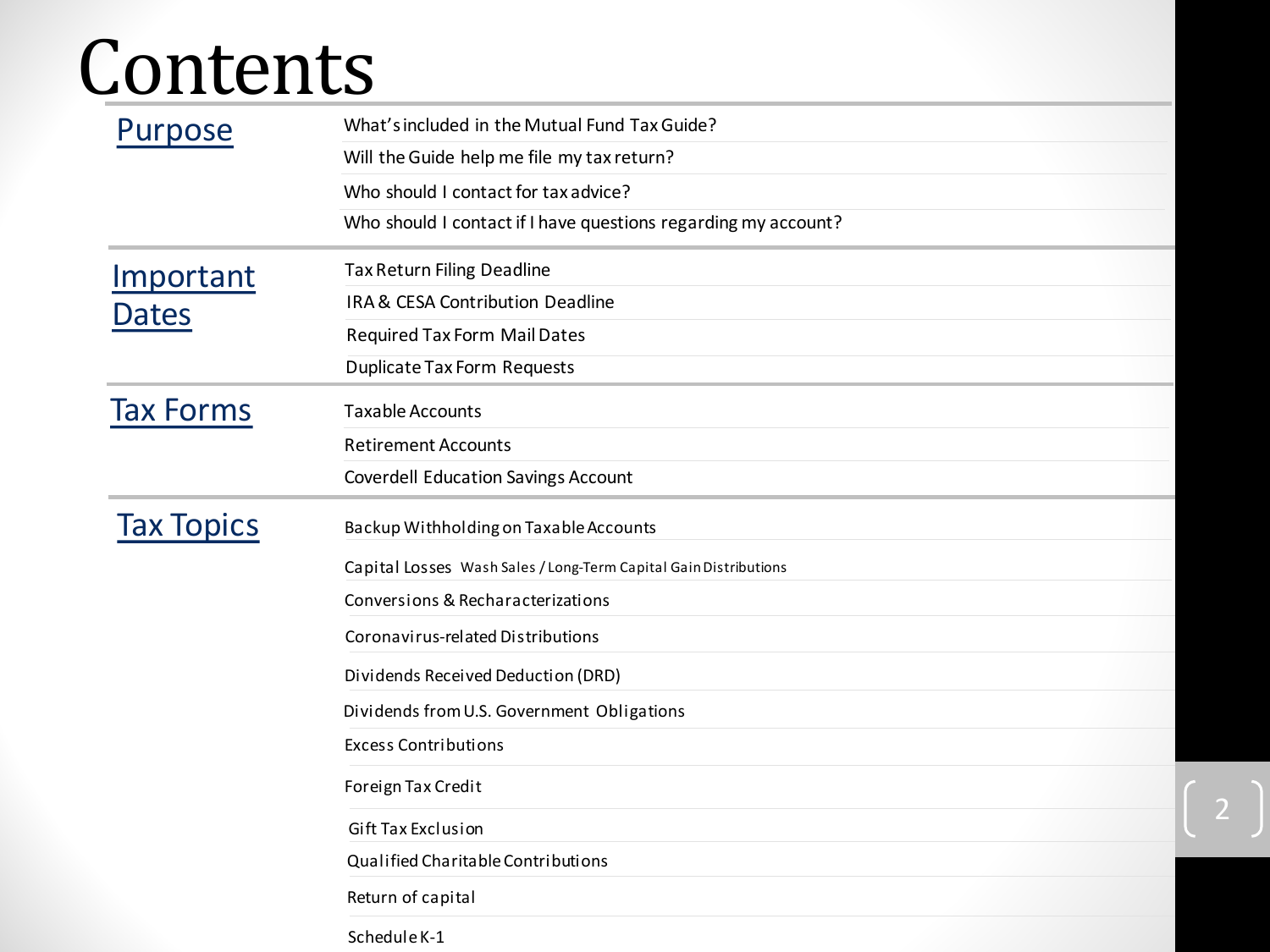# Contents

| | |
|---|---|
| Purpose | What's included in the Mutual Fund Tax Guide? |
| | Will the Guide help me file my tax return? |
| | Who should I contact for tax advice? |
| | Who should I contact if I have questions regarding my account? |
| Important Dates | Tax Return Filing Deadline |
| | IRA & CESA Contribution Deadline |
| | Required Tax Form Mail Dates |
| | Duplicate Tax Form Requests |
| Tax Forms | Taxable Accounts |
| | Retirement Accounts |
| | Coverdell Education Savings Account |
| Tax Topics | Backup Withholding on Taxable Accounts |
| | Capital Losses Wash Sales / Long-Term Capital Gain Distributions |
| | Conversions & Recharacterizations |
| | Coronavirus-related Distributions |
| | Dividends Received Deduction (DRD) |
| | Dividends from U.S. Government Obligations |
| | Excess Contributions |
| | Foreign Tax Credit |
| | Gift Tax Exclusion |
| | Qualified Charitable Contributions |
| | Return of capital |
| | Schedule K-1 |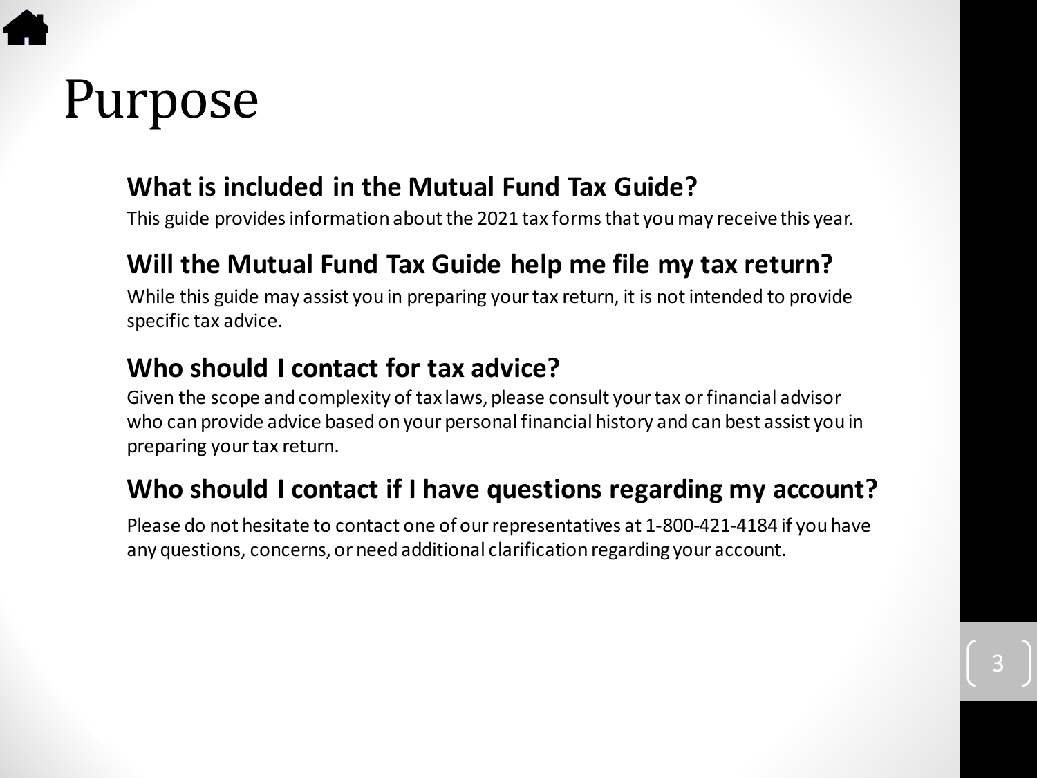# Purpose

## What is included in the Mutual Fund Tax Guide?

This guide provides information about the 2021 tax forms that you may receive this year.

## Will the Mutual Fund Tax Guide help me file my tax return?

While this guide may assist you in preparing your tax return, it is not intended to provide specific tax advice.

## Who should I contact for tax advice?

Given the scope and complexity of tax laws, please consult your tax or financial advisor who can provide advice based on your personal financial history and can best assist you in preparing your tax return.

## Who should I contact if I have questions regarding my account?

Please do not hesitate to contact one of our representatives at 1-800-421-4184 if you have any questions, concerns, or need additional clarification regarding your account.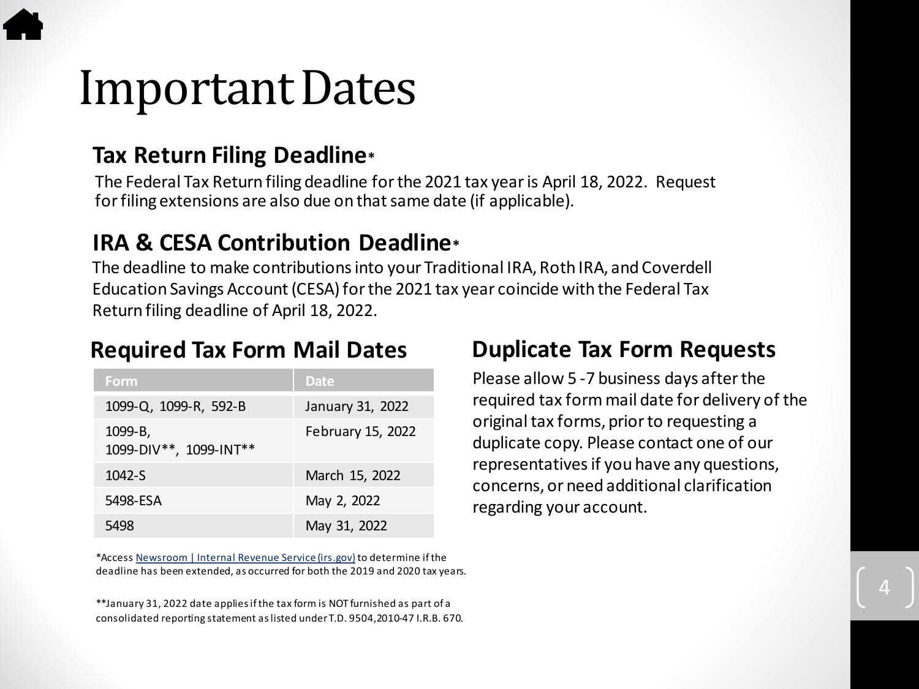# Important Dates

## Tax Return Filing Deadline*

The Federal Tax Return filing deadline for the 2021 tax year is April 18, 2022. Request for filing extensions are also due on that same date (if applicable).

## IRA & CESA Contribution Deadline*

The deadline to make contributions into your Traditional IRA, Roth IRA, and Coverdell Education Savings Account (CESA) for the 2021 tax year coincide with the Federal Tax Return filing deadline of April 18, 2022.

## Required Tax Form Mail Dates

| Form | Date |
|---|---|
| 1099-Q, 1099-R, 592-B | January 31, 2022 |
| 1099-B, 1099-DIV**, 1099-INT** | February 15, 2022 |
| 1042-S | March 15, 2022 |
| 5498-ESA | May 2, 2022 |
| 5498 | May 31, 2022 |

*Access [Newsroom | Internal Revenue Service (irs.gov)](irs.gov) to determine if the deadline has been extended, as occurred for both the 2019 and 2020 tax years.

**January 31, 2022 date applies if the tax form is NOT furnished as part of a consolidated reporting statement as listed under T.D. 9504,2010-47 I.R.B. 670.

## Duplicate Tax Form Requests

Please allow 5 -7 business days after the required tax form mail date for delivery of the original tax forms, prior to requesting a duplicate copy. Please contact one of our representatives if you have any questions, concerns, or need additional clarification regarding your account.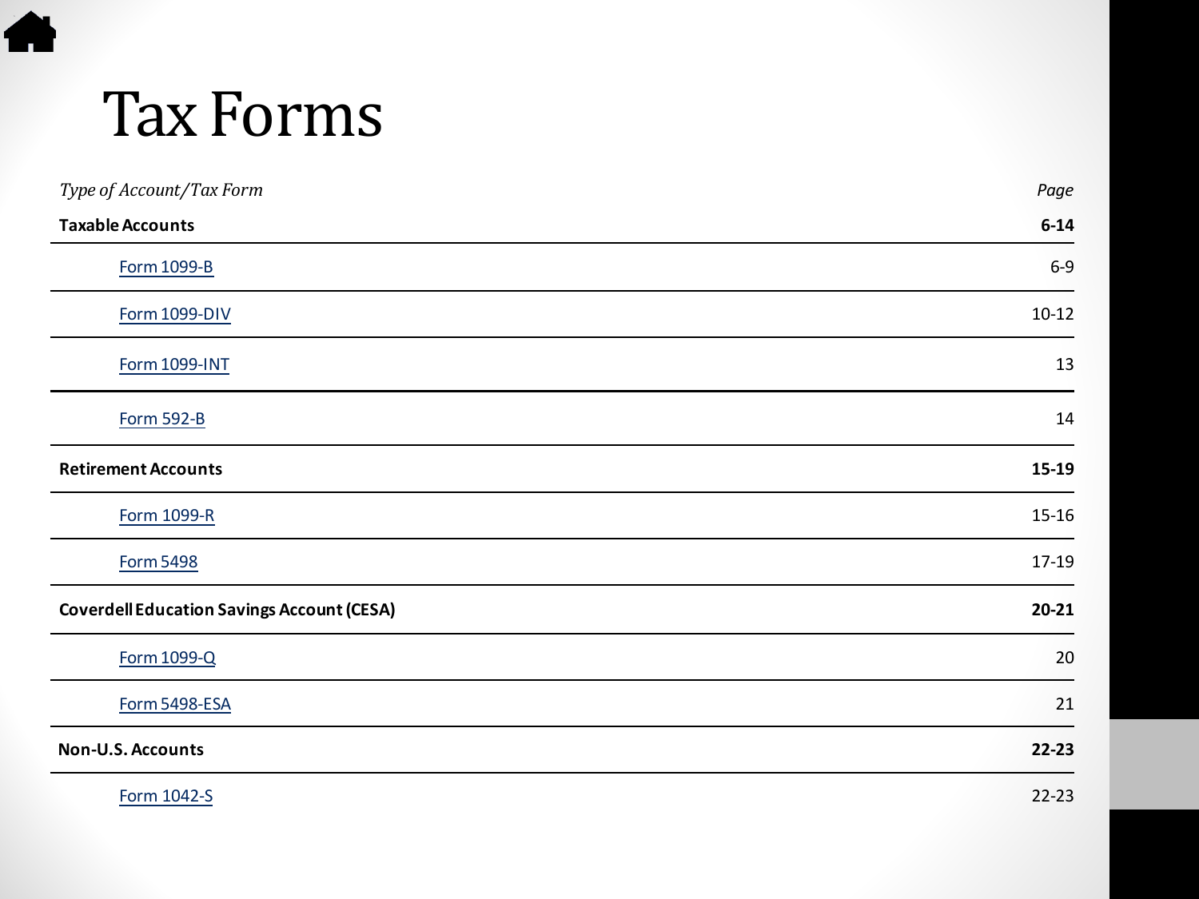# Tax Forms

| *Type of Account/Tax Form* | *Page* |
| --- | --- |
| **Taxable Accounts** | **6-14** |
| Form 1099-B | 6-9 |
| Form 1099-DIV | 10-12 |
| Form 1099-INT | 13 |
| Form 592-B | 14 |
| **Retirement Accounts** | **15-19** |
| Form 1099-R | 15-16 |
| Form 5498 | 17-19 |
| **Coverdell Education Savings Account (CESA)** | **20-21** |
| Form 1099-Q | 20 |
| Form 5498-ESA | 21 |
| **Non-U.S. Accounts** | **22-23** |
| Form 1042-S | 22-23 |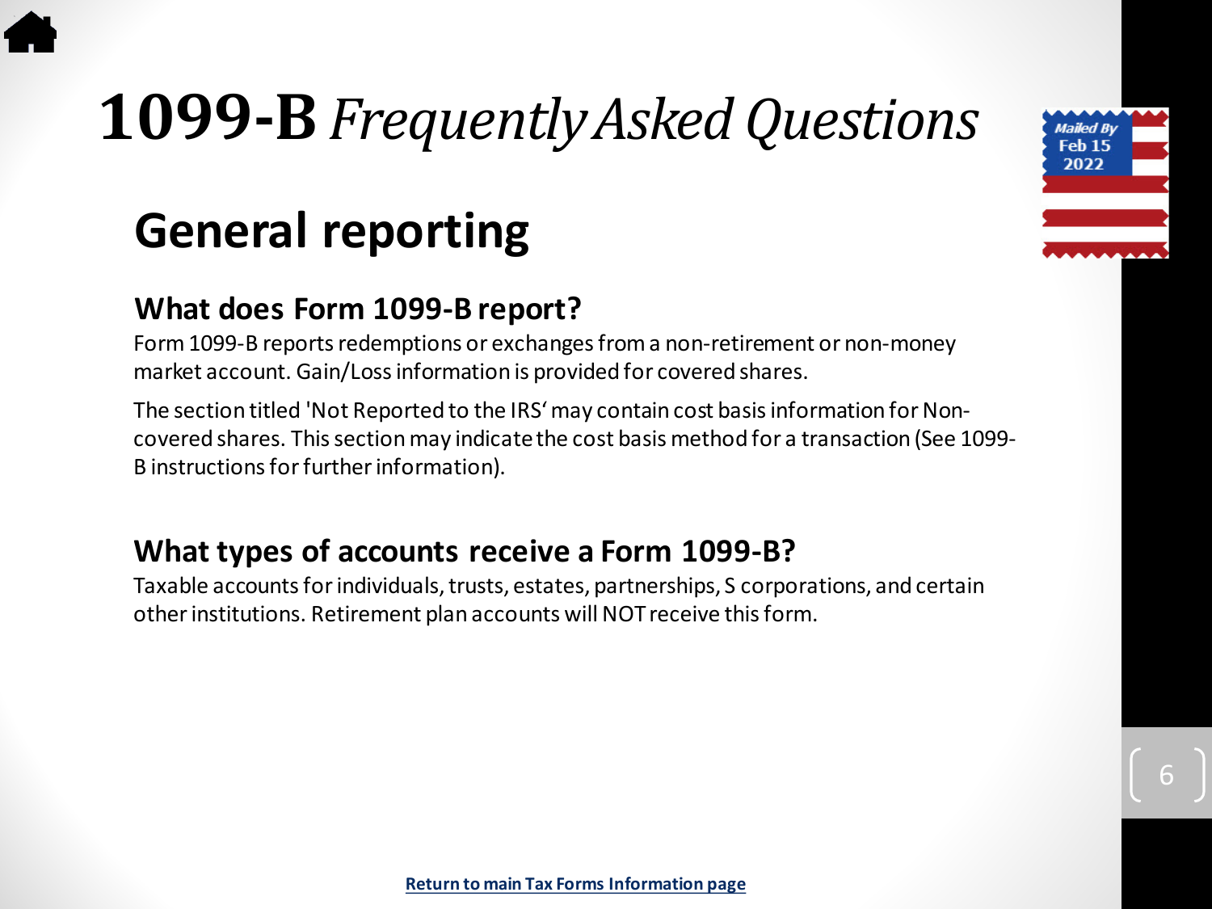# **1099-B** *Frequently Asked Questions*

Mailed By Feb 15 2022

## General reporting

### What does Form 1099-B report?

Form 1099-B reports redemptions or exchanges from a non-retirement or non-money market account. Gain/Loss information is provided for covered shares.

The section titled 'Not Reported to the IRS' may contain cost basis information for Non-covered shares. This section may indicate the cost basis method for a transaction (See 1099-B instructions for further information).

### What types of accounts receive a Form 1099-B?

Taxable accounts for individuals, trusts, estates, partnerships, S corporations, and certain other institutions. Retirement plan accounts will NOT receive this form.

**Return to main Tax Forms Information page**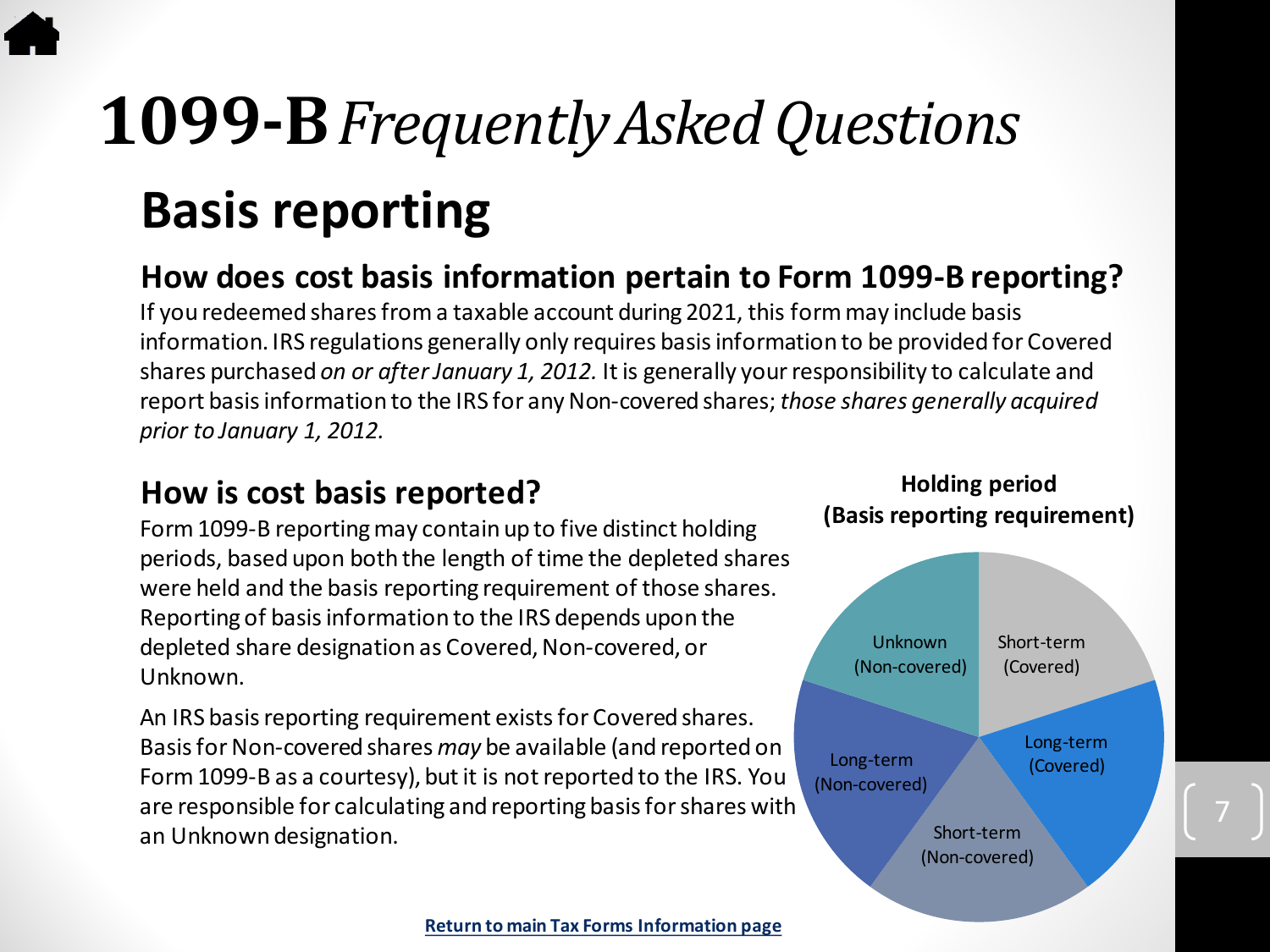# **1099-B** *Frequently Asked Questions*

## Basis reporting

### How does cost basis information pertain to Form 1099-B reporting?

If you redeemed shares from a taxable account during 2021, this form may include basis information. IRS regulations generally only requires basis information to be provided for Covered shares purchased *on or after January 1, 2012.* It is generally your responsibility to calculate and report basis information to the IRS for any Non-covered shares; *those shares generally acquired prior to January 1, 2012.*

### How is cost basis reported?

Form 1099-B reporting may contain up to five distinct holding periods, based upon both the length of time the depleted shares were held and the basis reporting requirement of those shares. Reporting of basis information to the IRS depends upon the depleted share designation as Covered, Non-covered, or Unknown.

An IRS basis reporting requirement exists for Covered shares. Basis for Non-covered shares *may* be available (and reported on Form 1099-B as a courtesy), but it is not reported to the IRS. You are responsible for calculating and reporting basis for shares with an Unknown designation.

**Holding period (Basis reporting requirement)**

- Short-term (Covered)
- Long-term (Covered)
- Short-term (Non-covered)
- Long-term (Non-covered)
- Unknown (Non-covered)

**Return to main Tax Forms Information page**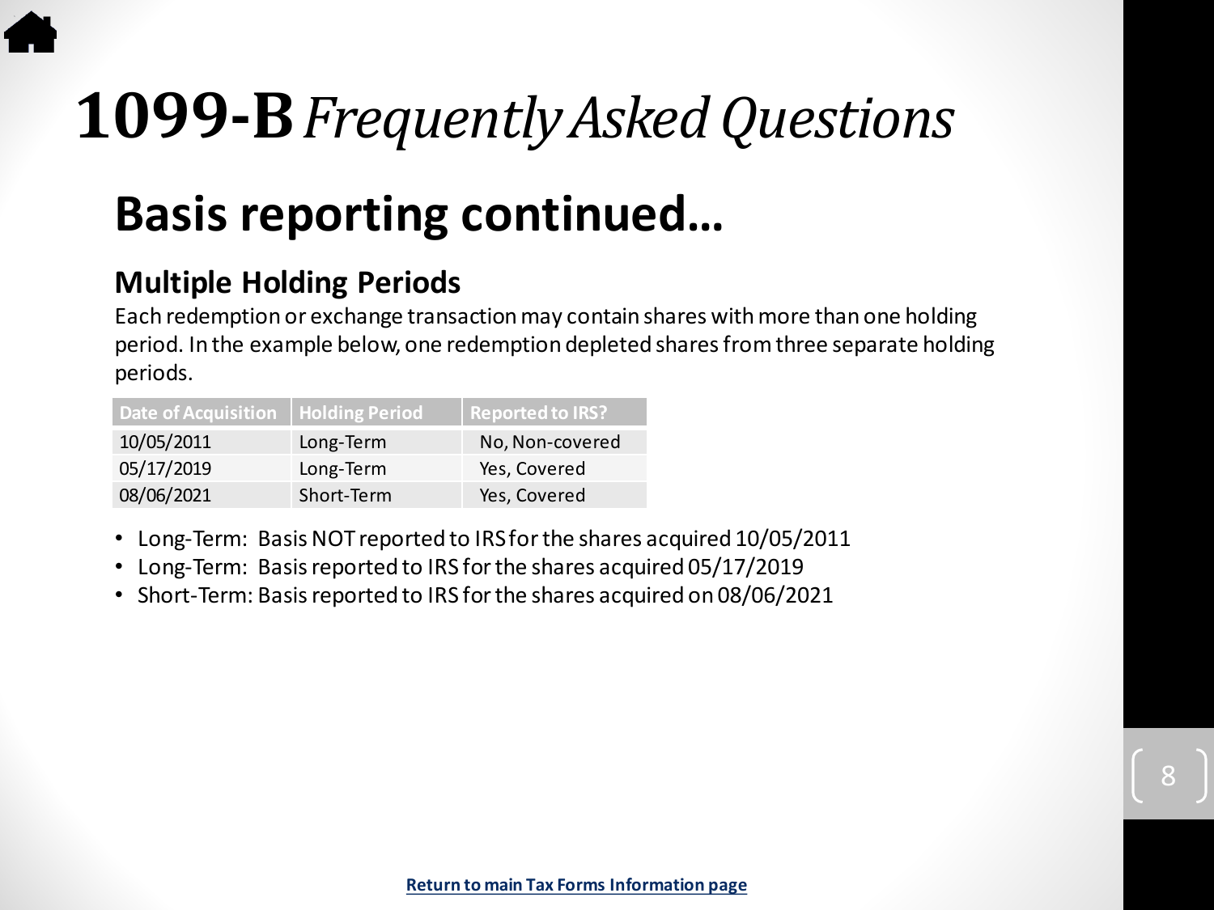# 1099-B *Frequently Asked Questions*

## Basis reporting continued…

### Multiple Holding Periods

Each redemption or exchange transaction may contain shares with more than one holding period. In the example below, one redemption depleted shares from three separate holding periods.

| Date of Acquisition | Holding Period | Reported to IRS? |
|---|---|---|
| 10/05/2011 | Long-Term | No, Non-covered |
| 05/17/2019 | Long-Term | Yes, Covered |
| 08/06/2021 | Short-Term | Yes, Covered |

- Long-Term: Basis NOT reported to IRS for the shares acquired 10/05/2011
- Long-Term: Basis reported to IRS for the shares acquired 05/17/2019
- Short-Term: Basis reported to IRS for the shares acquired on 08/06/2021

Return to main Tax Forms Information page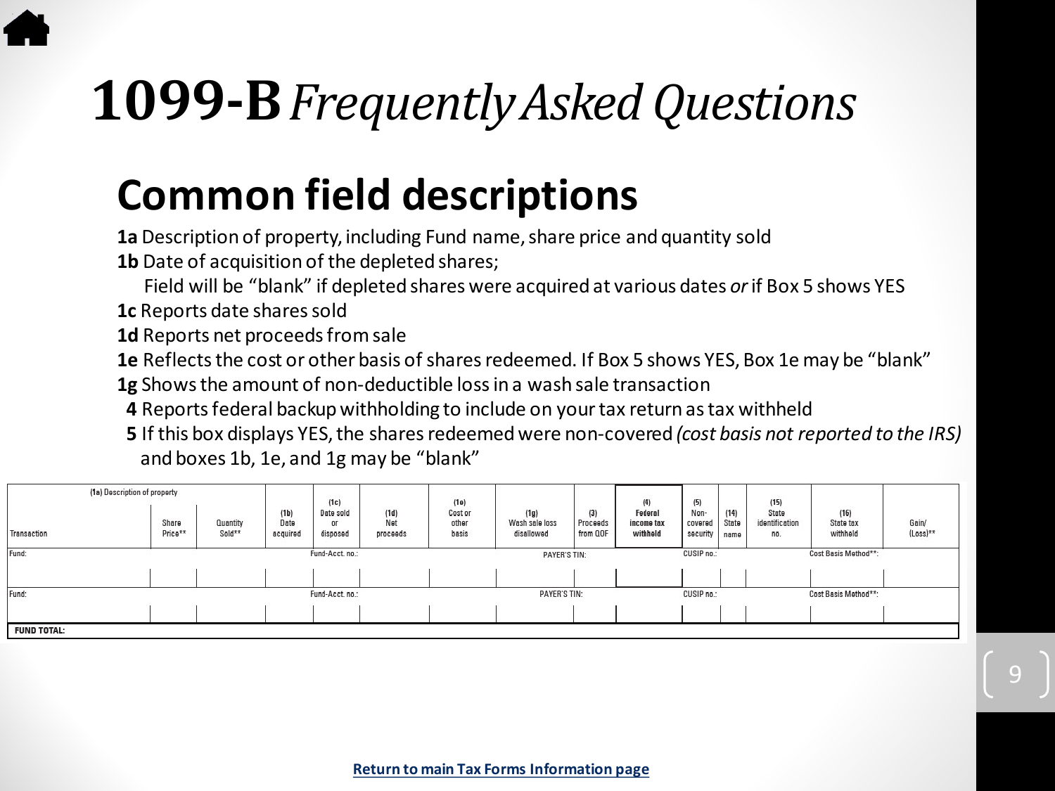# 1099-B *Frequently Asked Questions*

## Common field descriptions

**1a** Description of property, including Fund name, share price and quantity sold

**1b** Date of acquisition of the depleted shares;
Field will be "blank" if depleted shares were acquired at various dates *or* if Box 5 shows YES

**1c** Reports date shares sold

**1d** Reports net proceeds from sale

**1e** Reflects the cost or other basis of shares redeemed. If Box 5 shows YES, Box 1e may be "blank"

**1g** Shows the amount of non-deductible loss in a wash sale transaction

**4** Reports federal backup withholding to include on your tax return as tax withheld

**5** If this box displays YES, the shares redeemed were non-covered *(cost basis not reported to the IRS)* and boxes 1b, 1e, and 1g may be "blank"

| (1a) Description of property | | | | | | | | | | | | | | |
|---|---|---|---|---|---|---|---|---|---|---|---|---|---|---|
| Transaction | Share Price** | Quantity Sold** | (1b) Date acquired | (1c) Date sold or disposed | (1d) Net proceeds | (1e) Cost or other basis | (1g) Wash sale loss disallowed | (3) Proceeds from QOF | (4) Federal income tax withheld | (5) Non-covered security | (14) State name | (15) State identification no. | (16) State tax withheld | Gain/ (Loss)** |
| Fund: | | | | Fund-Acct. no.: | | | PAYER'S TIN: | | | CUSIP no.: | | | Cost Basis Method**: | |
| | | | | | | | | | | | | | | |
| Fund: | | | | Fund-Acct. no.: | | | PAYER'S TIN: | | | CUSIP no.: | | | Cost Basis Method**: | |
| | | | | | | | | | | | | | | |
| **FUND TOTAL:** | | | | | | | | | | | | | | |

**Return to main Tax Forms Information page**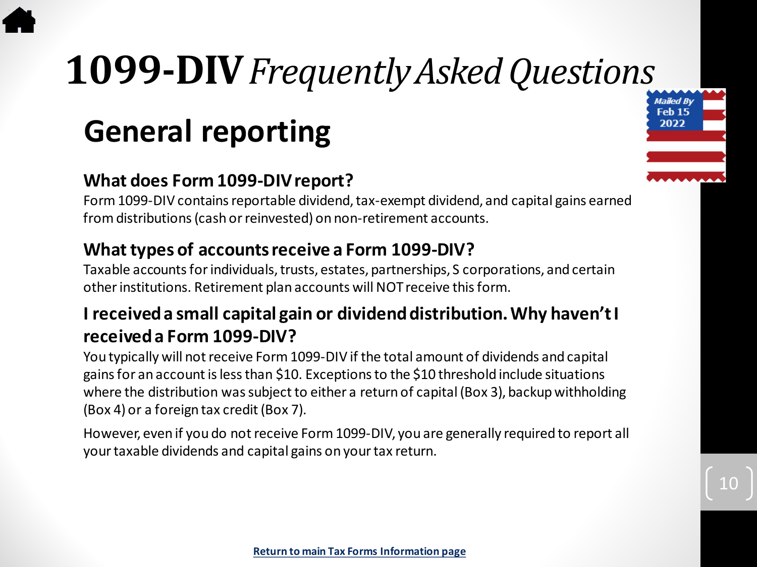# 1099-DIV *Frequently Asked Questions*

Mailed By Feb 15 2022

## General reporting

### What does Form 1099-DIV report?

Form 1099-DIV contains reportable dividend, tax-exempt dividend, and capital gains earned from distributions (cash or reinvested) on non-retirement accounts.

### What types of accounts receive a Form 1099-DIV?

Taxable accounts for individuals, trusts, estates, partnerships, S corporations, and certain other institutions. Retirement plan accounts will NOT receive this form.

### I received a small capital gain or dividend distribution. Why haven't I received a Form 1099-DIV?

You typically will not receive Form 1099-DIV if the total amount of dividends and capital gains for an account is less than $10. Exceptions to the $10 threshold include situations where the distribution was subject to either a return of capital (Box 3), backup withholding (Box 4) or a foreign tax credit (Box 7).

However, even if you do not receive Form 1099-DIV, you are generally required to report all your taxable dividends and capital gains on your tax return.

**Return to main Tax Forms Information page**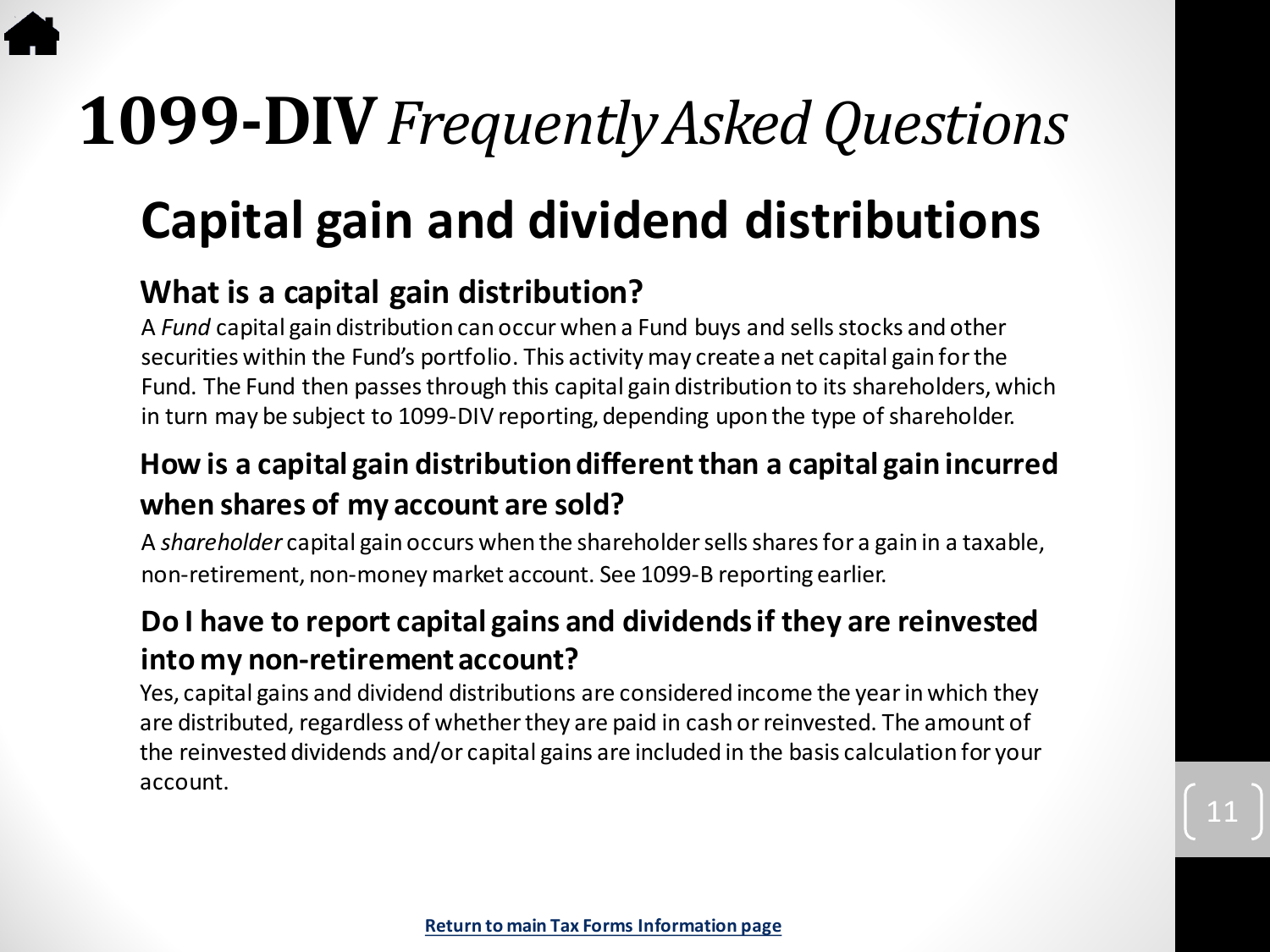# 1099-DIV *Frequently Asked Questions*

## Capital gain and dividend distributions

### What is a capital gain distribution?

A *Fund* capital gain distribution can occur when a Fund buys and sells stocks and other securities within the Fund's portfolio. This activity may create a net capital gain for the Fund. The Fund then passes through this capital gain distribution to its shareholders, which in turn may be subject to 1099-DIV reporting, depending upon the type of shareholder.

### How is a capital gain distribution different than a capital gain incurred when shares of my account are sold?

A *shareholder* capital gain occurs when the shareholder sells shares for a gain in a taxable, non-retirement, non-money market account. See 1099-B reporting earlier.

### Do I have to report capital gains and dividends if they are reinvested into my non-retirement account?

Yes, capital gains and dividend distributions are considered income the year in which they are distributed, regardless of whether they are paid in cash or reinvested. The amount of the reinvested dividends and/or capital gains are included in the basis calculation for your account.

**Return to main Tax Forms Information page**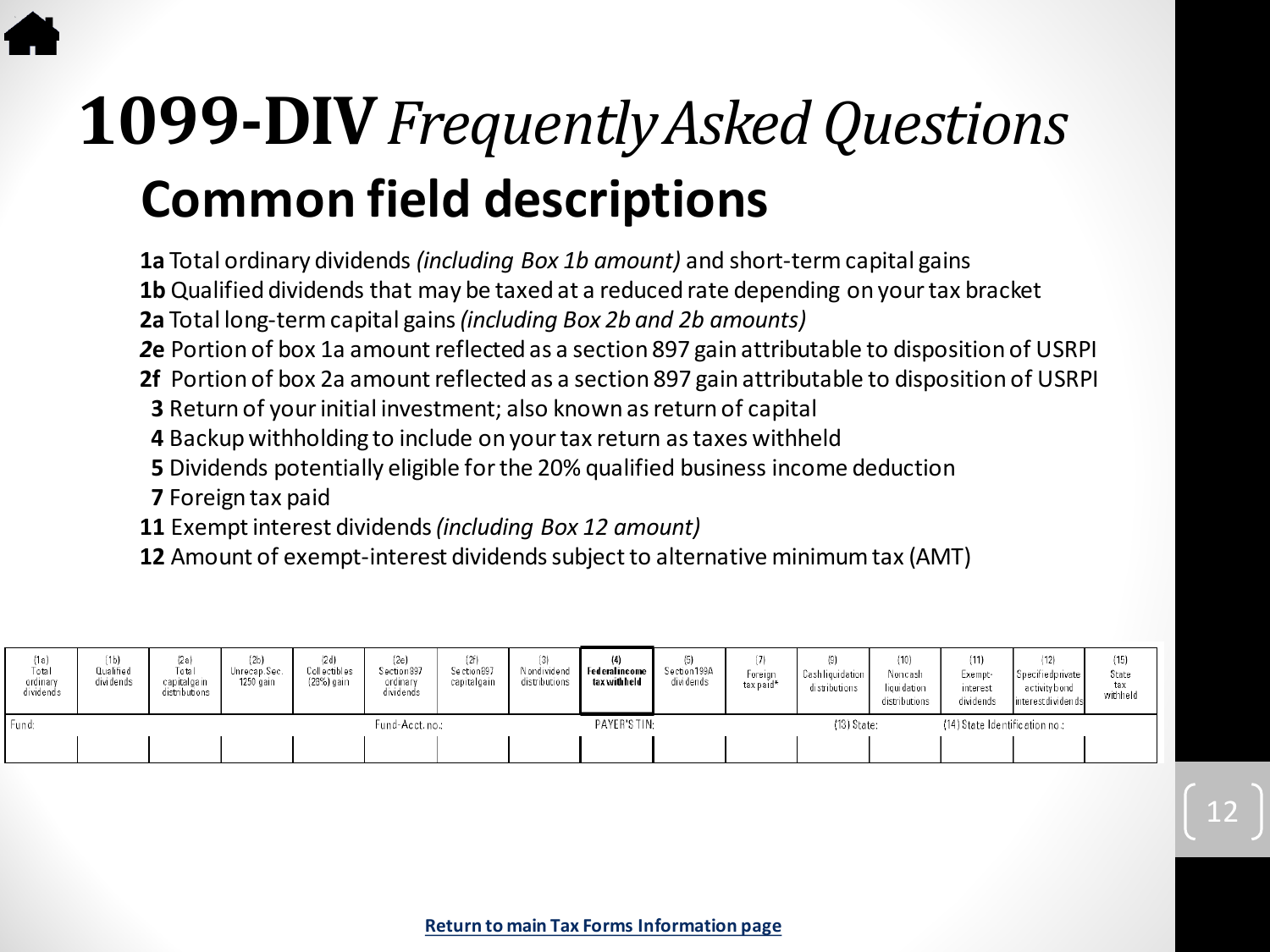# 1099-DIV *Frequently Asked Questions*

## Common field descriptions

**1a** Total ordinary dividends *(including Box 1b amount)* and short-term capital gains
**1b** Qualified dividends that may be taxed at a reduced rate depending on your tax bracket
**2a** Total long-term capital gains *(including Box 2b and 2b amounts)*
***2*e** Portion of box 1a amount reflected as a section 897 gain attributable to disposition of USRPI
**2f** Portion of box 2a amount reflected as a section 897 gain attributable to disposition of USRPI
**3** Return of your initial investment; also known as return of capital
**4** Backup withholding to include on your tax return as taxes withheld
**5** Dividends potentially eligible for the 20% qualified business income deduction
**7** Foreign tax paid
**11** Exempt interest dividends *(including Box 12 amount)*
**12** Amount of exempt-interest dividends subject to alternative minimum tax (AMT)

| (1a) Total ordinary dividends | (1b) Qualified dividends | (2a) Total capital gain distributions | (2b) Unrecap. Sec. 1250 gain | (2d) Collectibles (28%) gain | (2e) Section 897 ordinary dividends | (2f) Section 897 capital gain | (3) Nondividend distributions | **(4) Federal income tax withheld** | (5) Section 199A dividends | (7) Foreign tax paid* | (9) Cash liquidation distributions | (10) Noncash liquidation distributions | (11) Exempt-interest dividends | (12) Specified private activity bond interest dividends | (15) State tax withheld |
|---|---|---|---|---|---|---|---|---|---|---|---|---|---|---|---|
| Fund: | | | | | Fund-Acct. no.: | | | PAYER'S TIN: | | | (13) State: | | (14) State Identification no.: | | |
| | | | | | | | | | | | | | | | |

Return to main Tax Forms Information page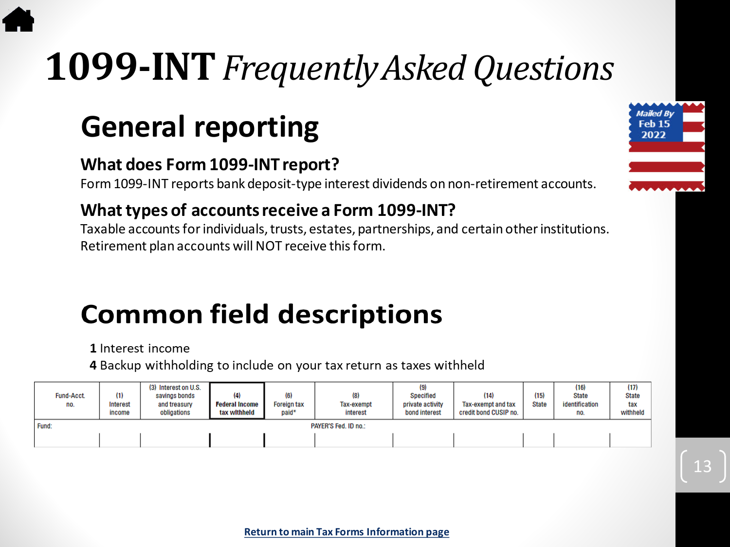# 1099-INT *Frequently Asked Questions*

Mailed By Feb 15 2022

## General reporting

### What does Form 1099-INT report?

Form 1099-INT reports bank deposit-type interest dividends on non-retirement accounts.

### What types of accounts receive a Form 1099-INT?

Taxable accounts for individuals, trusts, estates, partnerships, and certain other institutions. Retirement plan accounts will NOT receive this form.

## Common field descriptions

**1** Interest income

**4** Backup withholding to include on your tax return as taxes withheld

| Fund-Acct. no. | (1) Interest income | (3) Interest on U.S. savings bonds and treasury obligations | (4) Federal Income tax withheld | (6) Foreign tax paid* | (8) Tax-exempt interest | (9) Specified private activity bond interest | (14) Tax-exempt and tax credit bond CUSIP no. | (15) State | (16) State identification no. | (17) State tax withheld |
|---|---|---|---|---|---|---|---|---|---|---|
| Fund: | | | | | PAYER'S Fed. ID no.: | | | | | |
| | | | | | | | | | | |

[Return to main Tax Forms Information page]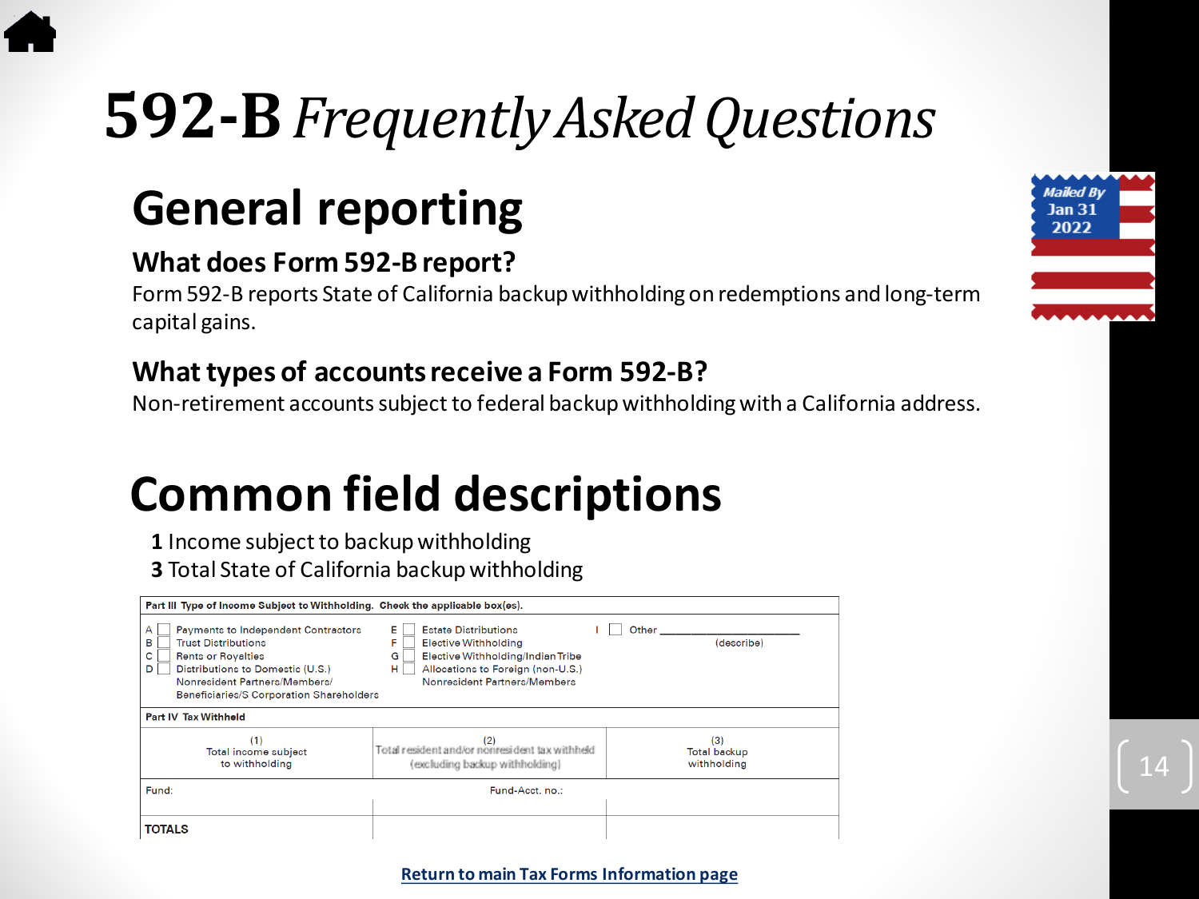# 592-B *Frequently Asked Questions*

Mailed By Jan 31 2022

## General reporting

### What does Form 592-B report?

Form 592-B reports State of California backup withholding on redemptions and long-term capital gains.

### What types of accounts receive a Form 592-B?

Non-retirement accounts subject to federal backup withholding with a California address.

## Common field descriptions

**1** Income subject to backup withholding
**3** Total State of California backup withholding

**Part III Type of Income Subject to Withholding. Check the applicable box(es).**

- A ☐ Payments to Independent Contractors
- B ☐ Trust Distributions
- C ☐ Rents or Royalties
- D ☐ Distributions to Domestic (U.S.) Nonresident Partners/Members/Beneficiaries/S Corporation Shareholders
- E ☐ Estate Distributions
- F ☐ Elective Withholding
- G ☐ Elective Withholding/Indian Tribe
- H ☐ Allocations to Foreign (non-U.S.) Nonresident Partners/Members
- I ☐ Other ____________ (describe)

**Part IV Tax Withheld**

| (1) Total income subject to withholding | (2) Total resident and/or nonresident tax withheld (excluding backup withholding) | (3) Total backup withholding |
|---|---|---|
| Fund: | Fund-Acct. no.: | |
| TOTALS | | |

Return to main Tax Forms Information page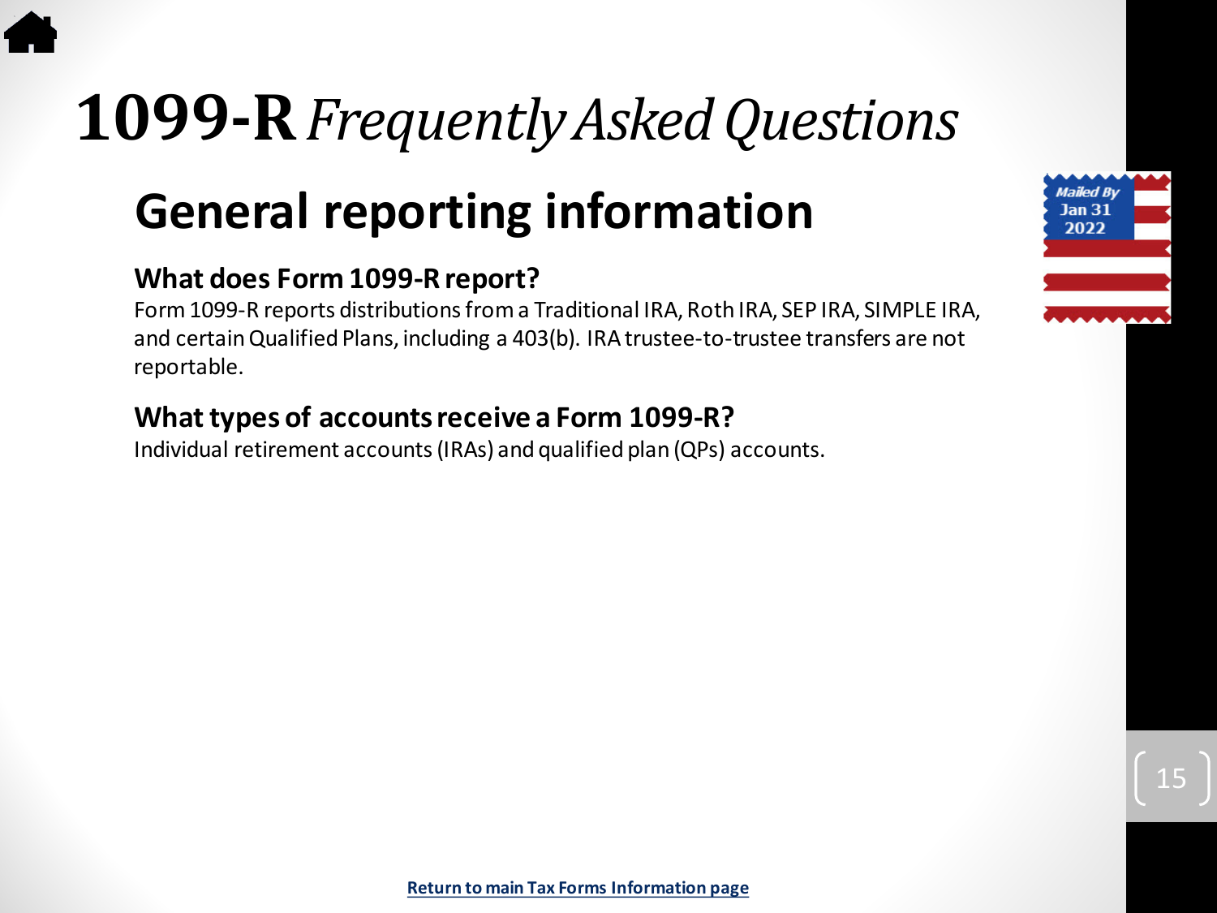# **1099-R** *Frequently Asked Questions*

## General reporting information

### What does Form 1099-R report?

Form 1099-R reports distributions from a Traditional IRA, Roth IRA, SEP IRA, SIMPLE IRA, and certain Qualified Plans, including a 403(b). IRA trustee-to-trustee transfers are not reportable.

### What types of accounts receive a Form 1099-R?

Individual retirement accounts (IRAs) and qualified plan (QPs) accounts.

Mailed By Jan 31 2022

Return to main Tax Forms Information page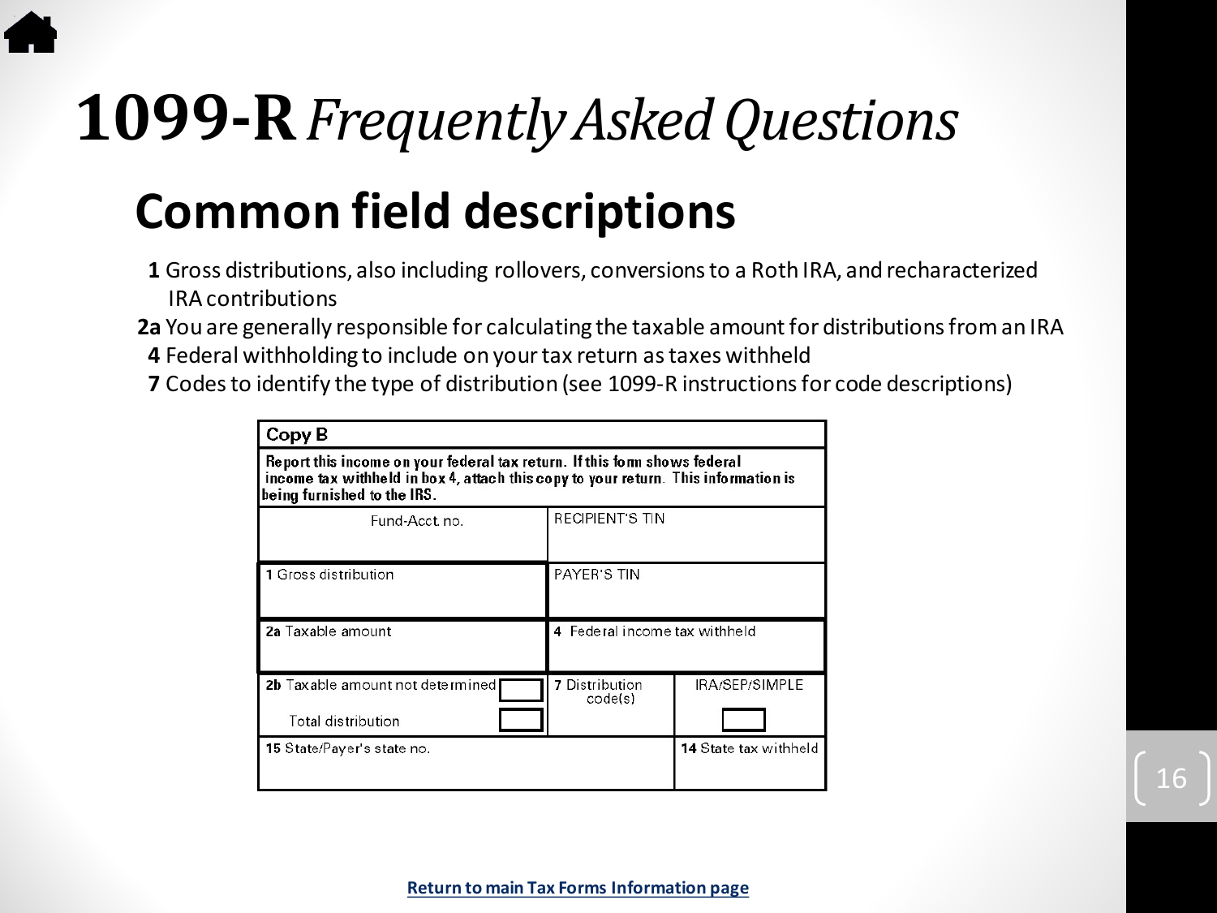# 1099-R *Frequently Asked Questions*

## Common field descriptions

**1** Gross distributions, also including rollovers, conversions to a Roth IRA, and recharacterized IRA contributions
**2a** You are generally responsible for calculating the taxable amount for distributions from an IRA
**4** Federal withholding to include on your tax return as taxes withheld
**7** Codes to identify the type of distribution (see 1099-R instructions for code descriptions)

**Copy B**

**Report this income on your federal tax return. If this form shows federal income tax withheld in box 4, attach this copy to your return. This information is being furnished to the IRS.**

| Fund-Acct no. | RECIPIENT'S TIN | |
|---|---|---|
| **1** Gross distribution | PAYER'S TIN | |
| **2a** Taxable amount | **4** Federal income tax withheld | |
| **2b** Taxable amount not determined ☐<br>Total distribution ☐ | **7** Distribution code(s) | IRA/SEP/SIMPLE ☐ |
| **15** State/Payer's state no. | | **14** State tax withheld |

Return to main Tax Forms Information page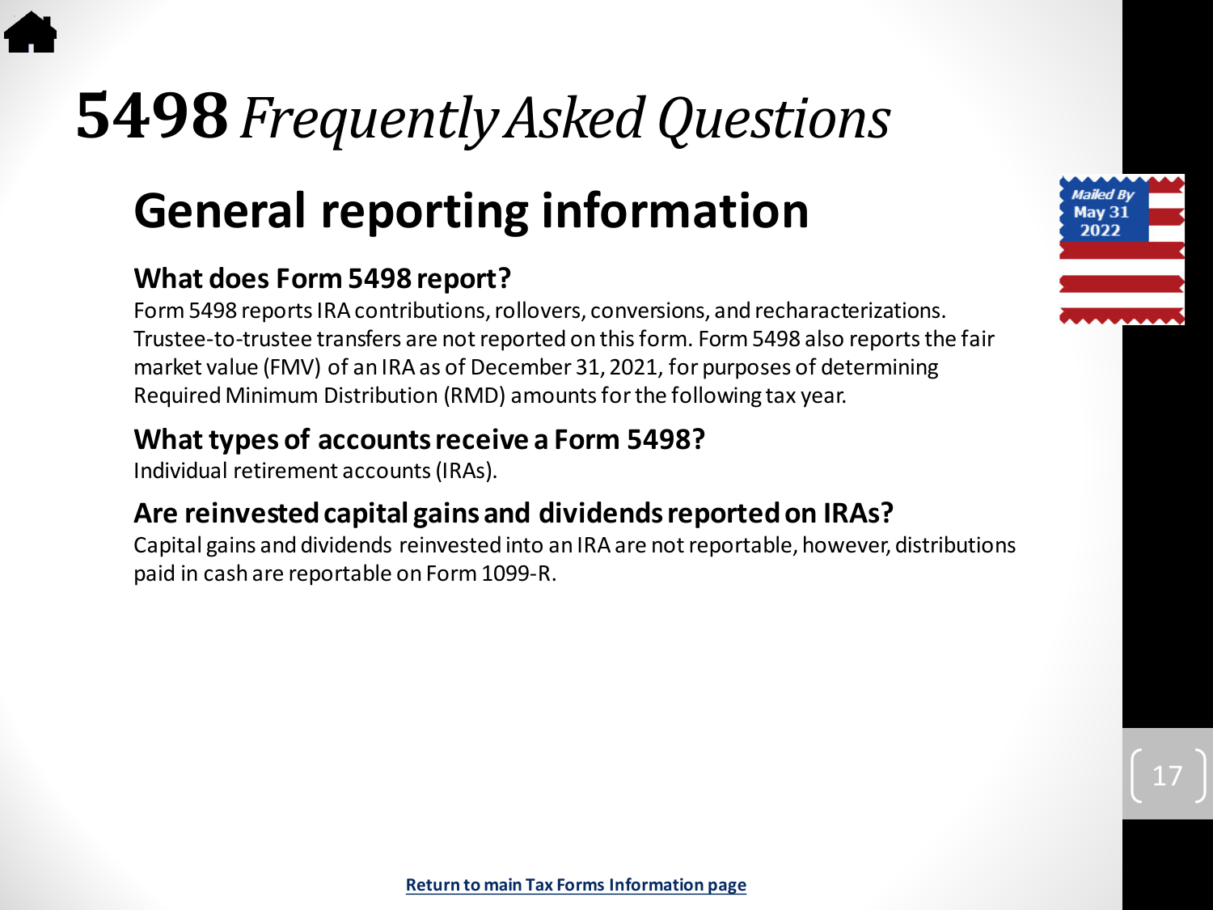# **5498** *Frequently Asked Questions*

## General reporting information

### What does Form 5498 report?

Form 5498 reports IRA contributions, rollovers, conversions, and recharacterizations. Trustee-to-trustee transfers are not reported on this form. Form 5498 also reports the fair market value (FMV) of an IRA as of December 31, 2021, for purposes of determining Required Minimum Distribution (RMD) amounts for the following tax year.

### What types of accounts receive a Form 5498?

Individual retirement accounts (IRAs).

### Are reinvested capital gains and dividends reported on IRAs?

Capital gains and dividends reinvested into an IRA are not reportable, however, distributions paid in cash are reportable on Form 1099-R.

Mailed By May 31 2022

Return to main Tax Forms Information page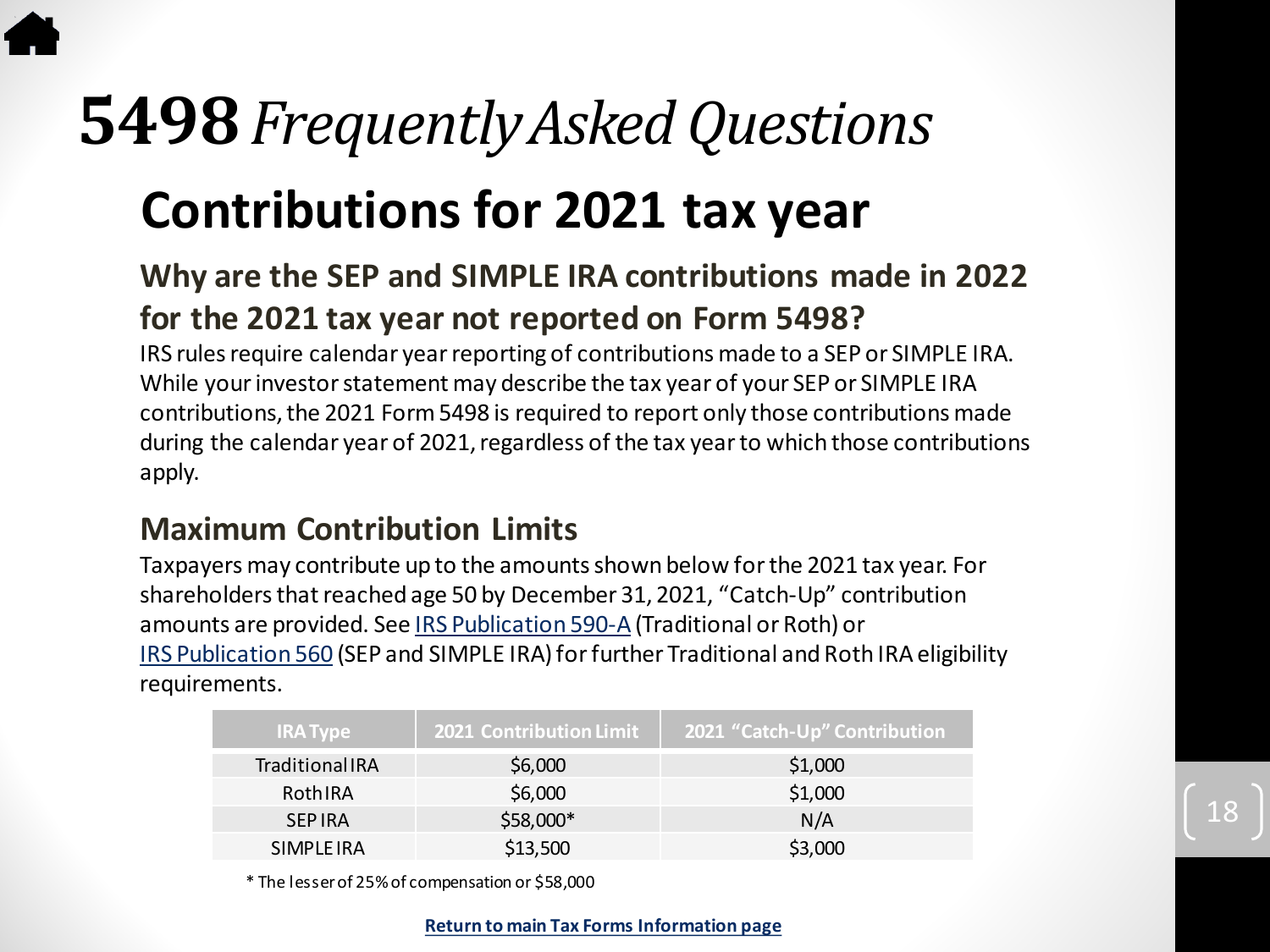# **5498** *Frequently Asked Questions*

## Contributions for 2021 tax year

### Why are the SEP and SIMPLE IRA contributions made in 2022 for the 2021 tax year not reported on Form 5498?

IRS rules require calendar year reporting of contributions made to a SEP or SIMPLE IRA. While your investor statement may describe the tax year of your SEP or SIMPLE IRA contributions, the 2021 Form 5498 is required to report only those contributions made during the calendar year of 2021, regardless of the tax year to which those contributions apply.

### Maximum Contribution Limits

Taxpayers may contribute up to the amounts shown below for the 2021 tax year. For shareholders that reached age 50 by December 31, 2021, "Catch-Up" contribution amounts are provided. See [IRS Publication 590-A] (Traditional or Roth) or [IRS Publication 560] (SEP and SIMPLE IRA) for further Traditional and Roth IRA eligibility requirements.

| IRA Type | 2021 Contribution Limit | 2021 "Catch-Up" Contribution |
|---|---|---|
| Traditional IRA | $6,000 | $1,000 |
| Roth IRA | $6,000 | $1,000 |
| SEP IRA | $58,000* | N/A |
| SIMPLE IRA | $13,500 | $3,000 |

* The lesser of 25% of compensation or $58,000

**Return to main Tax Forms Information page**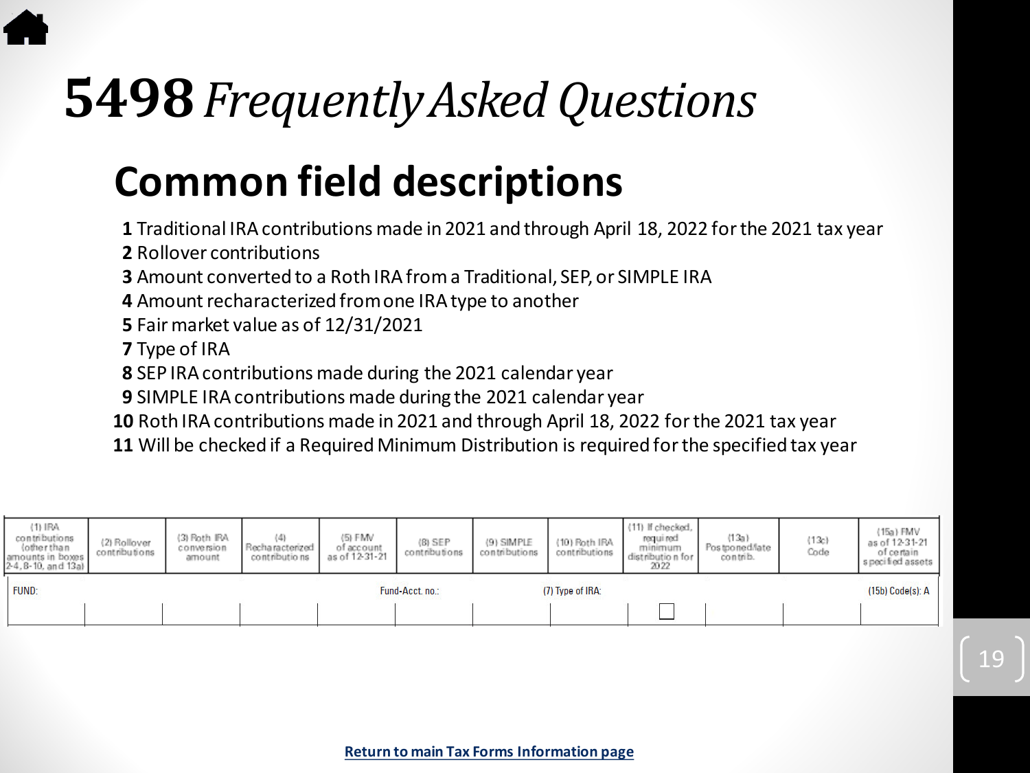# **5498** *Frequently Asked Questions*

## Common field descriptions

**1** Traditional IRA contributions made in 2021 and through April 18, 2022 for the 2021 tax year
**2** Rollover contributions
**3** Amount converted to a Roth IRA from a Traditional, SEP, or SIMPLE IRA
**4** Amount recharacterized from one IRA type to another
**5** Fair market value as of 12/31/2021
**7** Type of IRA
**8** SEP IRA contributions made during the 2021 calendar year
**9** SIMPLE IRA contributions made during the 2021 calendar year
**10** Roth IRA contributions made in 2021 and through April 18, 2022 for the 2021 tax year
**11** Will be checked if a Required Minimum Distribution is required for the specified tax year

| (1) IRA contributions (other than amounts in boxes 2-4, 8-10, and 13a) | (2) Rollover contributions | (3) Roth IRA conversion amount | (4) Recharacterized contributions | (5) FMV of account as of 12-31-21 | (8) SEP contributions | (9) SIMPLE contributions | (10) Roth IRA contributions | (11) If checked, required minimum distribution for 2022 | (13a) Postponed/late contrib. | (13c) Code | (15a) FMV as of 12-31-21 of certain specified assets |
|---|---|---|---|---|---|---|---|---|---|---|---|
| FUND: | | | | Fund-Acct. no.: | | | (7) Type of IRA: | | | | (15b) Code(s): A |
| | | | | | | | | ☐ | | | |

Return to main Tax Forms Information page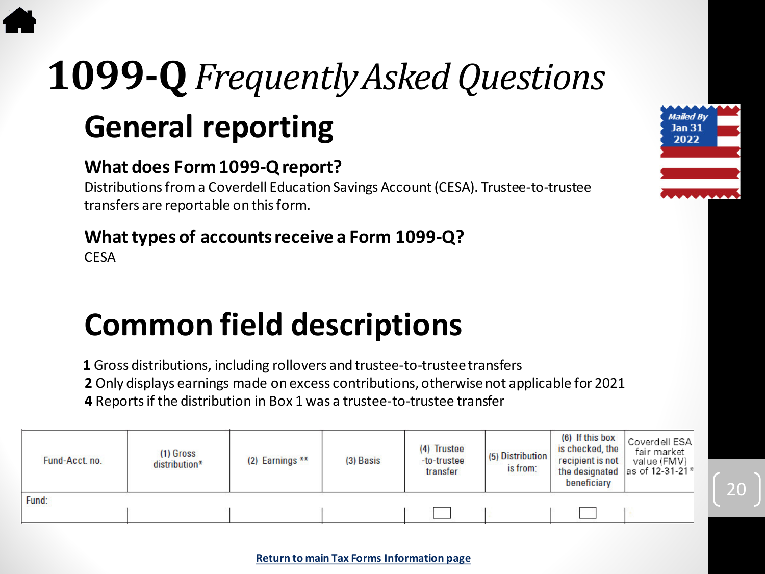# 1099-Q *Frequently Asked Questions*

## General reporting

### What does Form 1099-Q report?

Distributions from a Coverdell Education Savings Account (CESA). Trustee-to-trustee transfers are reportable on this form.

### What types of accounts receive a Form 1099-Q?

CESA

Mailed By Jan 31 2022

## Common field descriptions

**1** Gross distributions, including rollovers and trustee-to-trustee transfers
**2** Only displays earnings made on excess contributions, otherwise not applicable for 2021
**4** Reports if the distribution in Box 1 was a trustee-to-trustee transfer

| Fund-Acct. no. | (1) Gross distribution* | (2) Earnings ** | (3) Basis | (4) Trustee -to-trustee transfer | (5) Distribution is from: | (6) If this box is checked, the recipient is not the designated beneficiary | Coverdell ESA fair market value (FMV) as of 12-31-21* |
|---|---|---|---|---|---|---|---|
| Fund: | | | | ☐ | | ☐ | |

Return to main Tax Forms Information page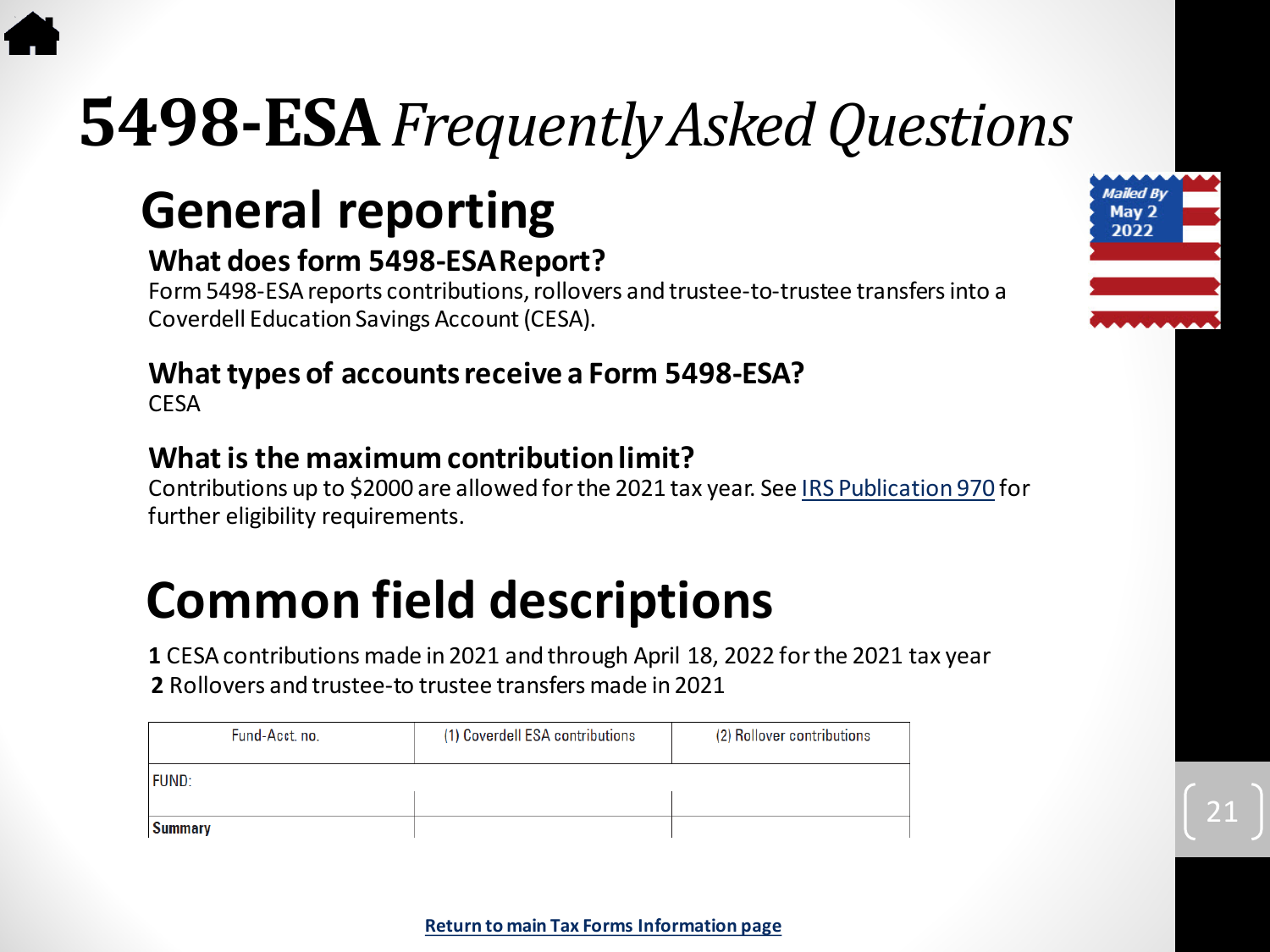# 5498-ESA *Frequently Asked Questions*

Mailed By May 2 2022

## General reporting

### What does form 5498-ESA Report?

Form 5498-ESA reports contributions, rollovers and trustee-to-trustee transfers into a Coverdell Education Savings Account (CESA).

### What types of accounts receive a Form 5498-ESA?

CESA

### What is the maximum contribution limit?

Contributions up to $2000 are allowed for the 2021 tax year. See [IRS Publication 970](IRS Publication 970) for further eligibility requirements.

## Common field descriptions

**1** CESA contributions made in 2021 and through April 18, 2022 for the 2021 tax year

**2** Rollovers and trustee-to trustee transfers made in 2021

| Fund-Acct. no. | (1) Coverdell ESA contributions | (2) Rollover contributions |
|---|---|---|
| FUND: | | |
| **Summary** | | |

**Return to main Tax Forms Information page**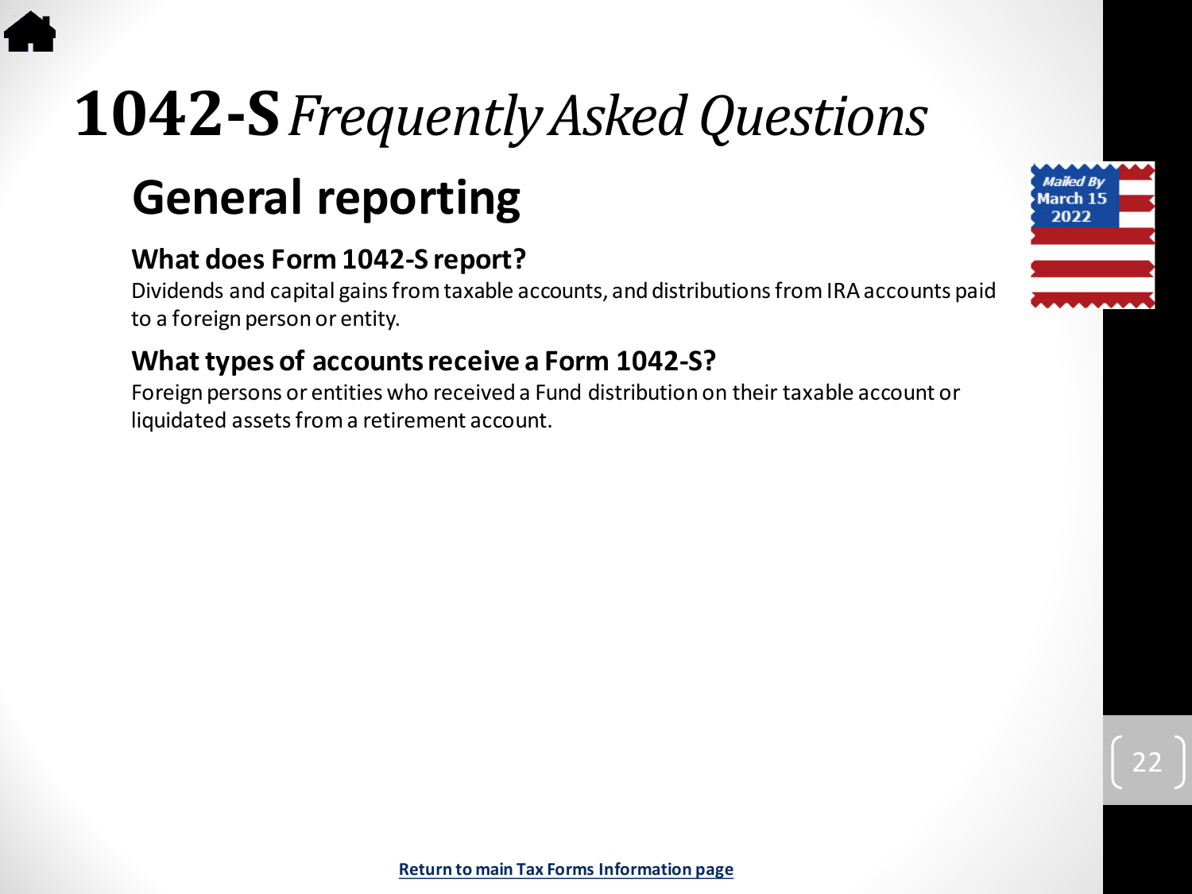# **1042-S** *Frequently Asked Questions*

## General reporting

### What does Form 1042-S report?

Dividends and capital gains from taxable accounts, and distributions from IRA accounts paid to a foreign person or entity.

### What types of accounts receive a Form 1042-S?

Foreign persons or entities who received a Fund distribution on their taxable account or liquidated assets from a retirement account.

Mailed By March 15 2022

Return to main Tax Forms Information page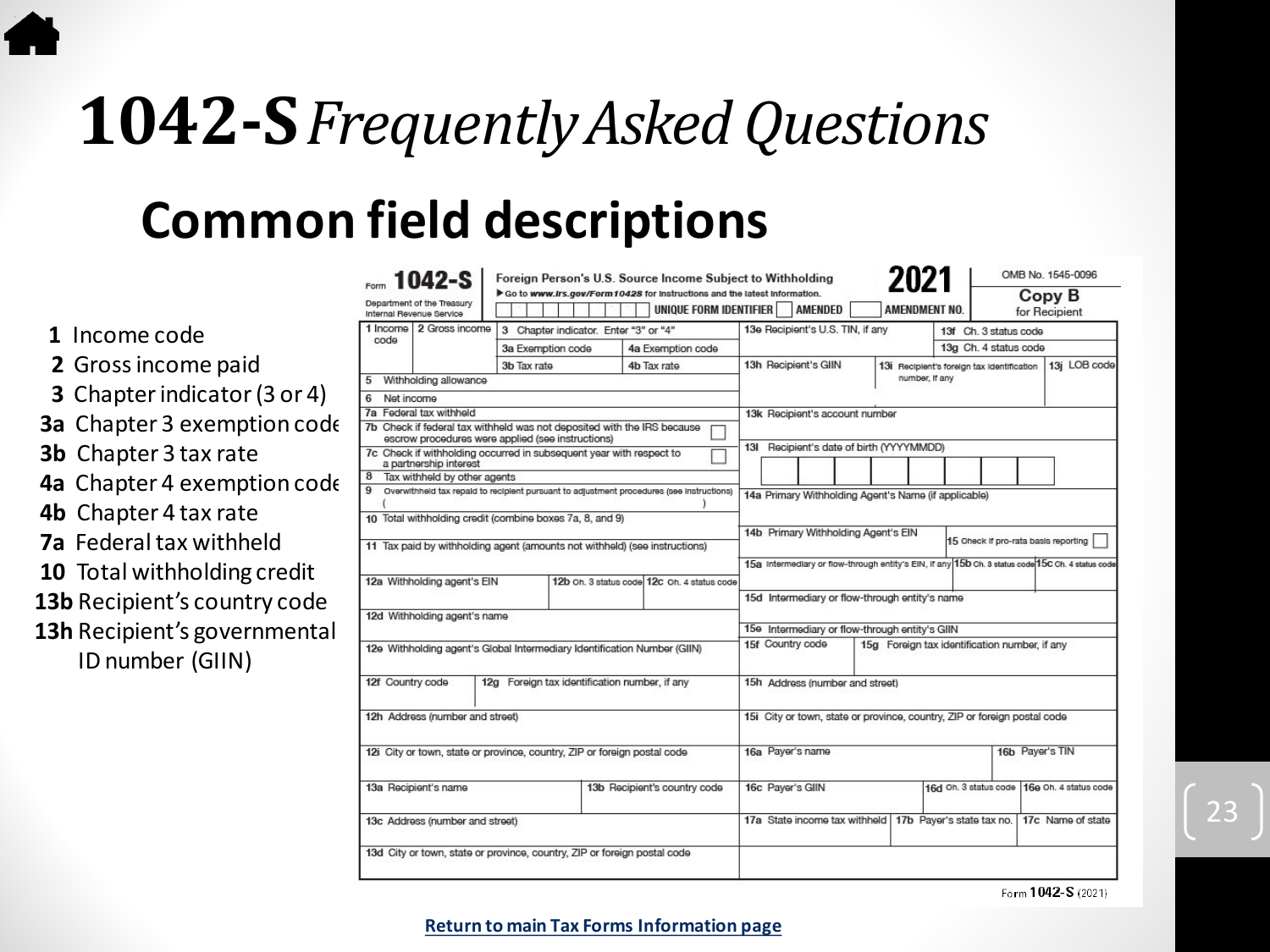# **1042-S** *Frequently Asked Questions*

## Common field descriptions

- **1** Income code
- **2** Gross income paid
- **3** Chapter indicator (3 or 4)
- **3a** Chapter 3 exemption code
- **3b** Chapter 3 tax rate
- **4a** Chapter 4 exemption code
- **4b** Chapter 4 tax rate
- **7a** Federal tax withheld
- **10** Total withholding credit
- **13b** Recipient's country code
- **13h** Recipient's governmental ID number (GIIN)

Form **1042-S** — Foreign Person's U.S. Source Income Subject to Withholding — **2021**

▶ Go to *www.irs.gov/Form1042S* for instructions and the latest information.

Department of the Treasury, Internal Revenue Service

OMB No. 1545-0096

UNIQUE FORM IDENTIFIER | AMENDED | AMENDMENT NO.

**Copy B** for Recipient

- 1 Income code
- 2 Gross income
- 3 Chapter indicator. Enter "3" or "4"
- 3a Exemption code
- 4a Exemption code
- 3b Tax rate
- 4b Tax rate
- 5 Withholding allowance
- 6 Net income
- 7a Federal tax withheld
- 7b Check if federal tax withheld was not deposited with the IRS because escrow procedures were applied (see instructions)
- 7c Check if withholding occurred in subsequent year with respect to a partnership interest
- 8 Tax withheld by other agents
- 9 Overwithheld tax repaid to recipient pursuant to adjustment procedures (see instructions) ( )
- 10 Total withholding credit (combine boxes 7a, 8, and 9)
- 11 Tax paid by withholding agent (amounts not withheld) (see instructions)
- 12a Withholding agent's EIN
- 12b Ch. 3 status code
- 12c Ch. 4 status code
- 12d Withholding agent's name
- 12e Withholding agent's Global Intermediary Identification Number (GIIN)
- 12f Country code
- 12g Foreign tax identification number, if any
- 12h Address (number and street)
- 12i City or town, state or province, country, ZIP or foreign postal code
- 13a Recipient's name
- 13b Recipient's country code
- 13c Address (number and street)
- 13d City or town, state or province, country, ZIP or foreign postal code
- 13e Recipient's U.S. TIN, if any
- 13f Ch. 3 status code
- 13g Ch. 4 status code
- 13h Recipient's GIIN
- 13i Recipient's foreign tax identification number, if any
- 13j LOB code
- 13k Recipient's account number
- 13l Recipient's date of birth (YYYYMMDD)
- 14a Primary Withholding Agent's Name (if applicable)
- 14b Primary Withholding Agent's EIN
- 15 Check if pro-rata basis reporting
- 15a Intermediary or flow-through entity's EIN, if any
- 15b Ch. 3 status code
- 15c Ch. 4 status code
- 15d Intermediary or flow-through entity's name
- 15e Intermediary or flow-through entity's GIIN
- 15f Country code
- 15g Foreign tax identification number, if any
- 15h Address (number and street)
- 15i City or town, state or province, country, ZIP or foreign postal code
- 16a Payer's name
- 16b Payer's TIN
- 16c Payer's GIIN
- 16d Ch. 3 status code
- 16e Ch. 4 status code
- 17a State income tax withheld
- 17b Payer's state tax no.
- 17c Name of state

Form **1042-S** (2021)

**Return to main Tax Forms Information page**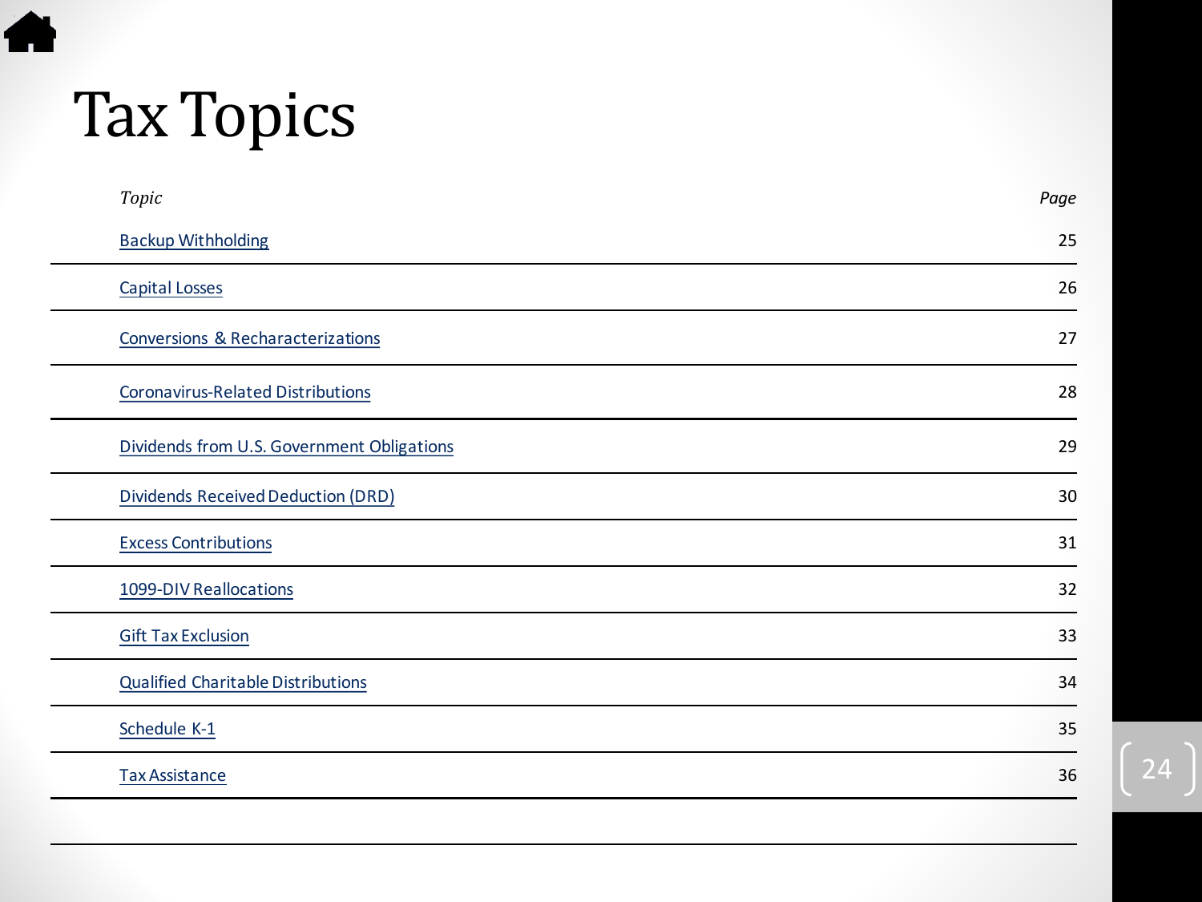# Tax Topics

| *Topic* | *Page* |
|---|---|
| Backup Withholding | 25 |
| Capital Losses | 26 |
| Conversions & Recharacterizations | 27 |
| Coronavirus-Related Distributions | 28 |
| Dividends from U.S. Government Obligations | 29 |
| Dividends Received Deduction (DRD) | 30 |
| Excess Contributions | 31 |
| 1099-DIV Reallocations | 32 |
| Gift Tax Exclusion | 33 |
| Qualified Charitable Distributions | 34 |
| Schedule K-1 | 35 |
| Tax Assistance | 36 |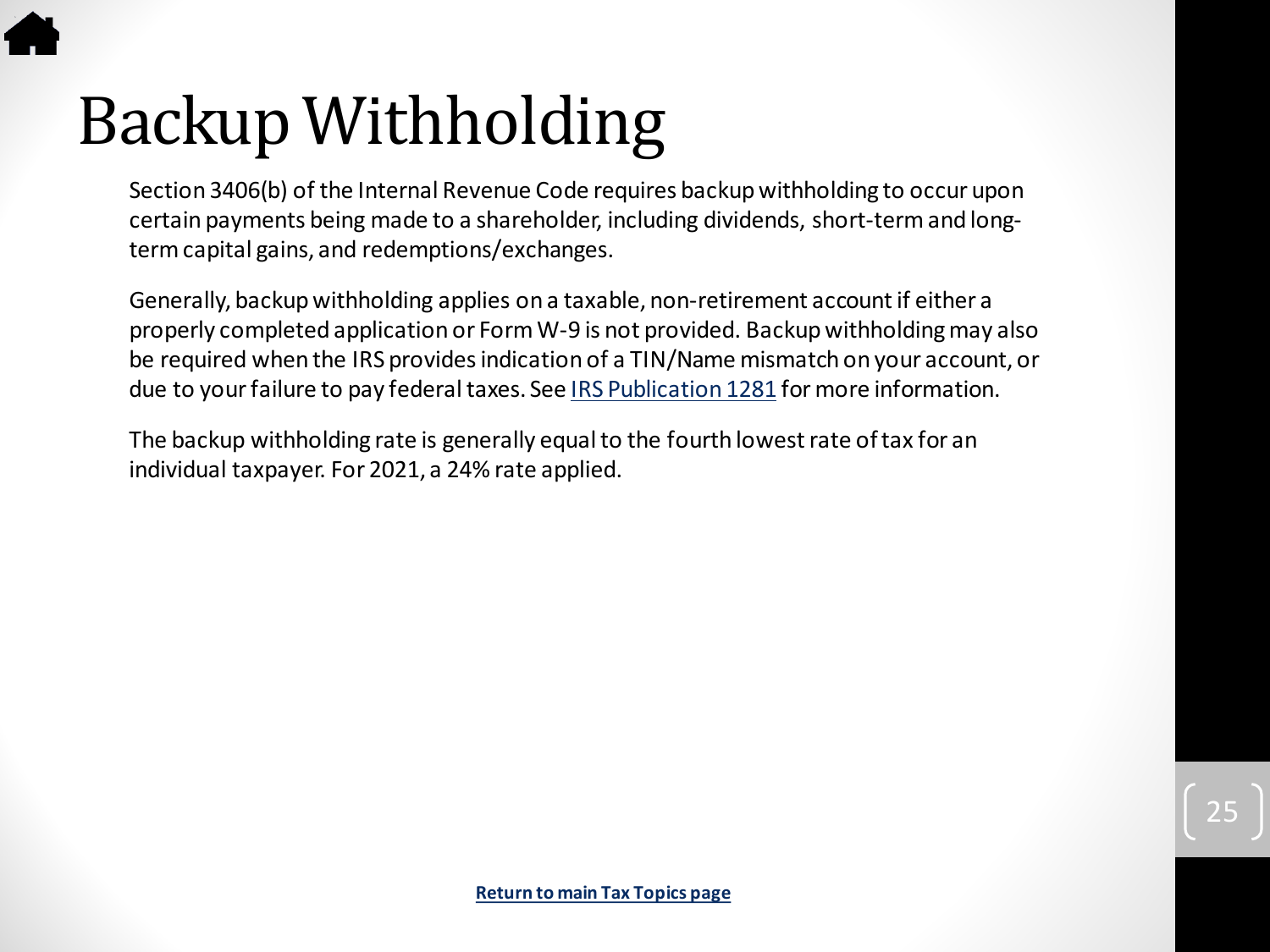# Backup Withholding

Section 3406(b) of the Internal Revenue Code requires backup withholding to occur upon certain payments being made to a shareholder, including dividends, short-term and long-term capital gains, and redemptions/exchanges.

Generally, backup withholding applies on a taxable, non-retirement account if either a properly completed application or Form W-9 is not provided. Backup withholding may also be required when the IRS provides indication of a TIN/Name mismatch on your account, or due to your failure to pay federal taxes. See IRS Publication 1281 for more information.

The backup withholding rate is generally equal to the fourth lowest rate of tax for an individual taxpayer. For 2021, a 24% rate applied.

**Return to main Tax Topics page**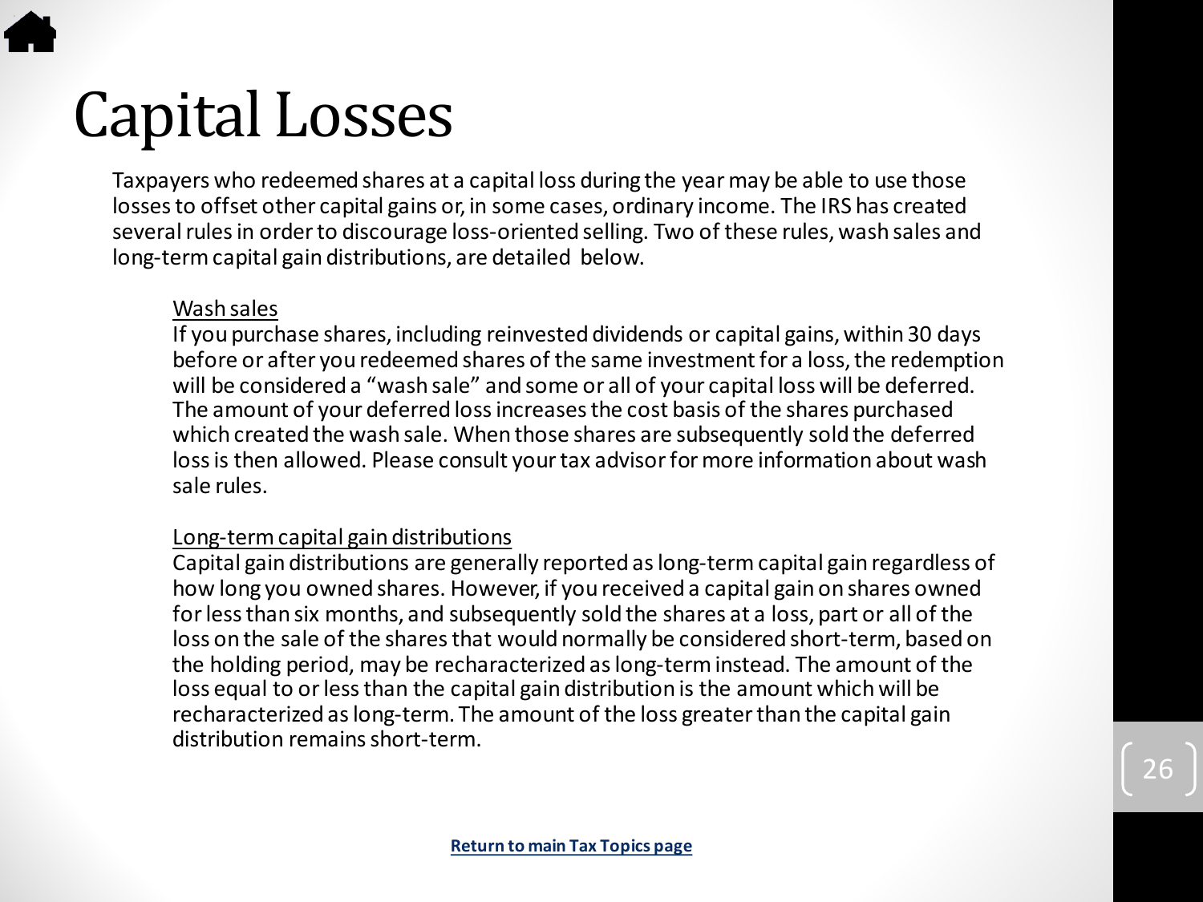# Capital Losses

Taxpayers who redeemed shares at a capital loss during the year may be able to use those losses to offset other capital gains or, in some cases, ordinary income. The IRS has created several rules in order to discourage loss-oriented selling. Two of these rules, wash sales and long-term capital gain distributions, are detailed below.

<u>Wash sales</u>

If you purchase shares, including reinvested dividends or capital gains, within 30 days before or after you redeemed shares of the same investment for a loss, the redemption will be considered a "wash sale" and some or all of your capital loss will be deferred. The amount of your deferred loss increases the cost basis of the shares purchased which created the wash sale. When those shares are subsequently sold the deferred loss is then allowed. Please consult your tax advisor for more information about wash sale rules.

<u>Long-term capital gain distributions</u>

Capital gain distributions are generally reported as long-term capital gain regardless of how long you owned shares. However, if you received a capital gain on shares owned for less than six months, and subsequently sold the shares at a loss, part or all of the loss on the sale of the shares that would normally be considered short-term, based on the holding period, may be recharacterized as long-term instead. The amount of the loss equal to or less than the capital gain distribution is the amount which will be recharacterized as long-term. The amount of the loss greater than the capital gain distribution remains short-term.

**Return to main Tax Topics page**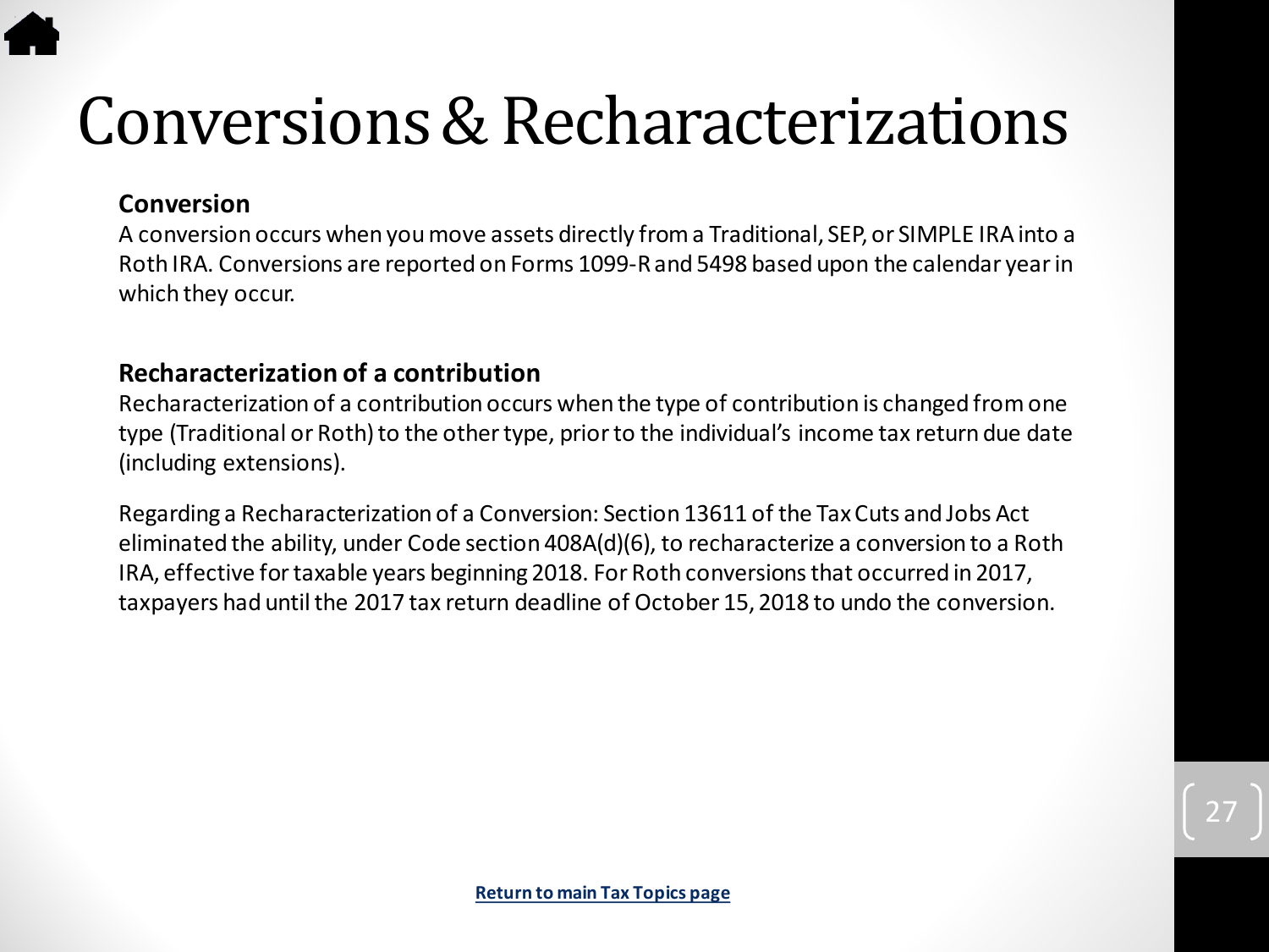# Conversions & Recharacterizations

**Conversion**

A conversion occurs when you move assets directly from a Traditional, SEP, or SIMPLE IRA into a Roth IRA. Conversions are reported on Forms 1099-R and 5498 based upon the calendar year in which they occur.

**Recharacterization of a contribution**

Recharacterization of a contribution occurs when the type of contribution is changed from one type (Traditional or Roth) to the other type, prior to the individual's income tax return due date (including extensions).

Regarding a Recharacterization of a Conversion: Section 13611 of the Tax Cuts and Jobs Act eliminated the ability, under Code section 408A(d)(6), to recharacterize a conversion to a Roth IRA, effective for taxable years beginning 2018. For Roth conversions that occurred in 2017, taxpayers had until the 2017 tax return deadline of October 15, 2018 to undo the conversion.

**Return to main Tax Topics page**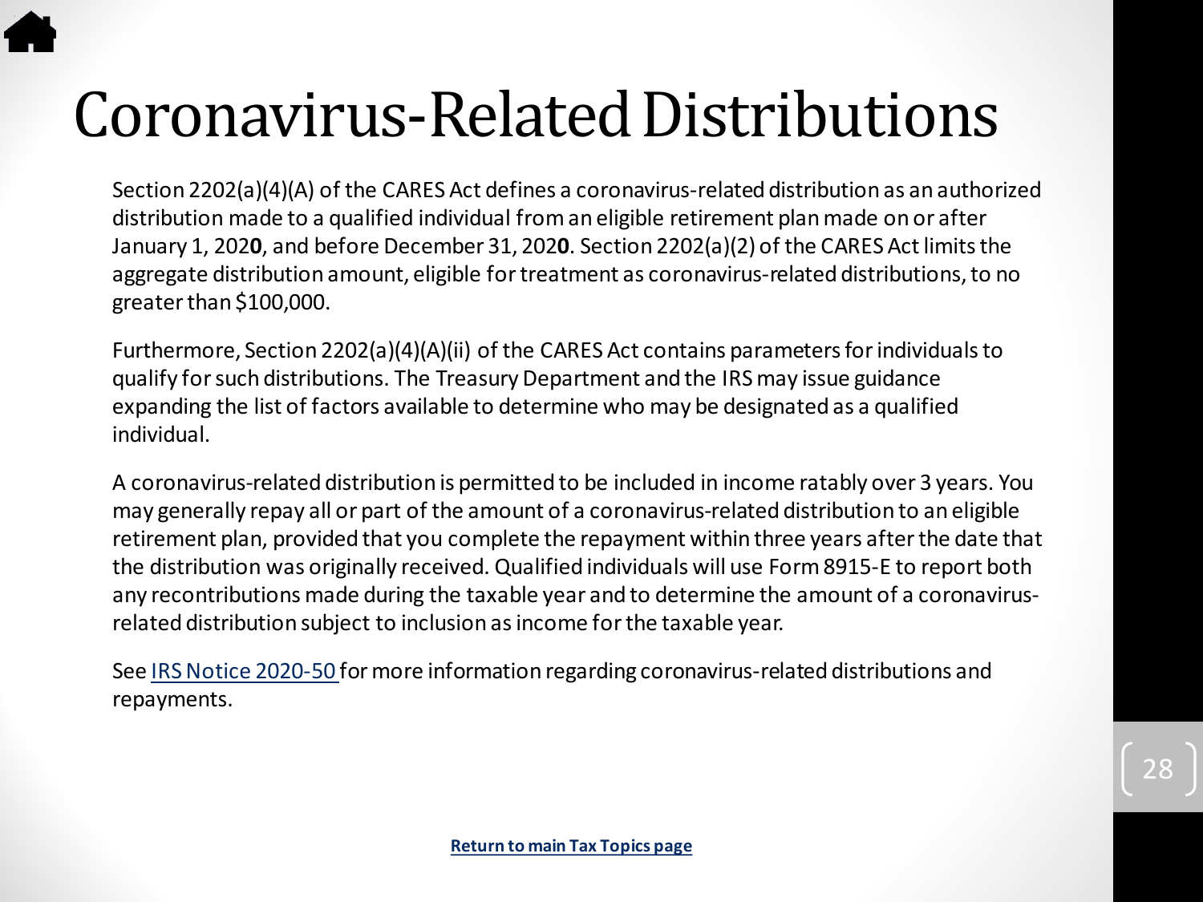# Coronavirus-Related Distributions

Section 2202(a)(4)(A) of the CARES Act defines a coronavirus-related distribution as an authorized distribution made to a qualified individual from an eligible retirement plan made on or after January 1, 202**0**, and before December 31, 202**0**. Section 2202(a)(2) of the CARES Act limits the aggregate distribution amount, eligible for treatment as coronavirus-related distributions, to no greater than $100,000.

Furthermore, Section 2202(a)(4)(A)(ii) of the CARES Act contains parameters for individuals to qualify for such distributions. The Treasury Department and the IRS may issue guidance expanding the list of factors available to determine who may be designated as a qualified individual.

A coronavirus-related distribution is permitted to be included in income ratably over 3 years. You may generally repay all or part of the amount of a coronavirus-related distribution to an eligible retirement plan, provided that you complete the repayment within three years after the date that the distribution was originally received. Qualified individuals will use Form 8915-E to report both any recontributions made during the taxable year and to determine the amount of a coronavirus-related distribution subject to inclusion as income for the taxable year.

See IRS Notice 2020-50 for more information regarding coronavirus-related distributions and repayments.

**Return to main Tax Topics page**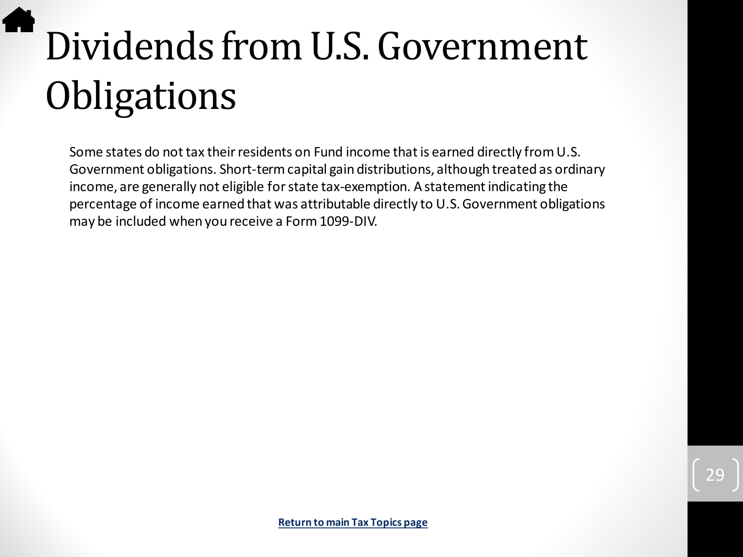# Dividends from U.S. Government Obligations

Some states do not tax their residents on Fund income that is earned directly from U.S. Government obligations. Short-term capital gain distributions, although treated as ordinary income, are generally not eligible for state tax-exemption. A statement indicating the percentage of income earned that was attributable directly to U.S. Government obligations may be included when you receive a Form 1099-DIV.

**Return to main Tax Topics page**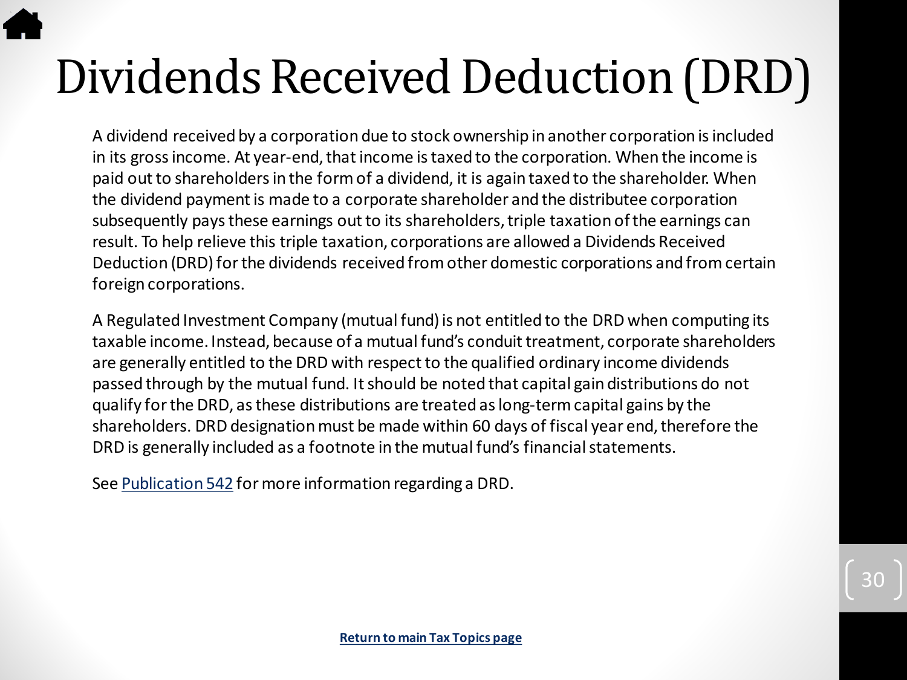# Dividends Received Deduction (DRD)

A dividend received by a corporation due to stock ownership in another corporation is included in its gross income. At year-end, that income is taxed to the corporation. When the income is paid out to shareholders in the form of a dividend, it is again taxed to the shareholder. When the dividend payment is made to a corporate shareholder and the distributee corporation subsequently pays these earnings out to its shareholders, triple taxation of the earnings can result. To help relieve this triple taxation, corporations are allowed a Dividends Received Deduction (DRD) for the dividends received from other domestic corporations and from certain foreign corporations.

A Regulated Investment Company (mutual fund) is not entitled to the DRD when computing its taxable income. Instead, because of a mutual fund's conduit treatment, corporate shareholders are generally entitled to the DRD with respect to the qualified ordinary income dividends passed through by the mutual fund. It should be noted that capital gain distributions do not qualify for the DRD, as these distributions are treated as long-term capital gains by the shareholders. DRD designation must be made within 60 days of fiscal year end, therefore the DRD is generally included as a footnote in the mutual fund's financial statements.

See Publication 542 for more information regarding a DRD.

**Return to main Tax Topics page**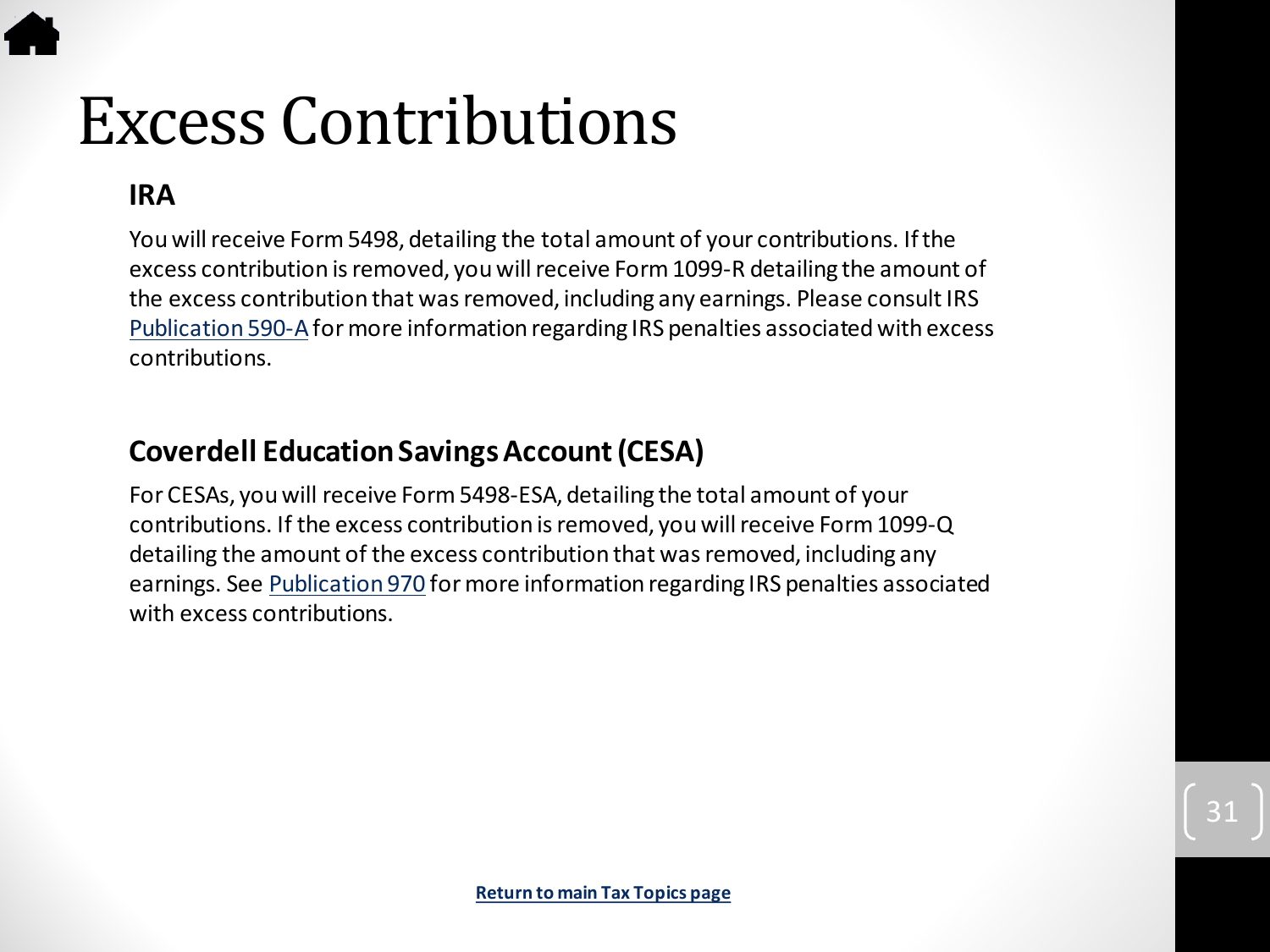# Excess Contributions

## IRA

You will receive Form 5498, detailing the total amount of your contributions. If the excess contribution is removed, you will receive Form 1099-R detailing the amount of the excess contribution that was removed, including any earnings. Please consult IRS Publication 590-A for more information regarding IRS penalties associated with excess contributions.

## Coverdell Education Savings Account (CESA)

For CESAs, you will receive Form 5498-ESA, detailing the total amount of your contributions. If the excess contribution is removed, you will receive Form 1099-Q detailing the amount of the excess contribution that was removed, including any earnings. See Publication 970 for more information regarding IRS penalties associated with excess contributions.

**Return to main Tax Topics page**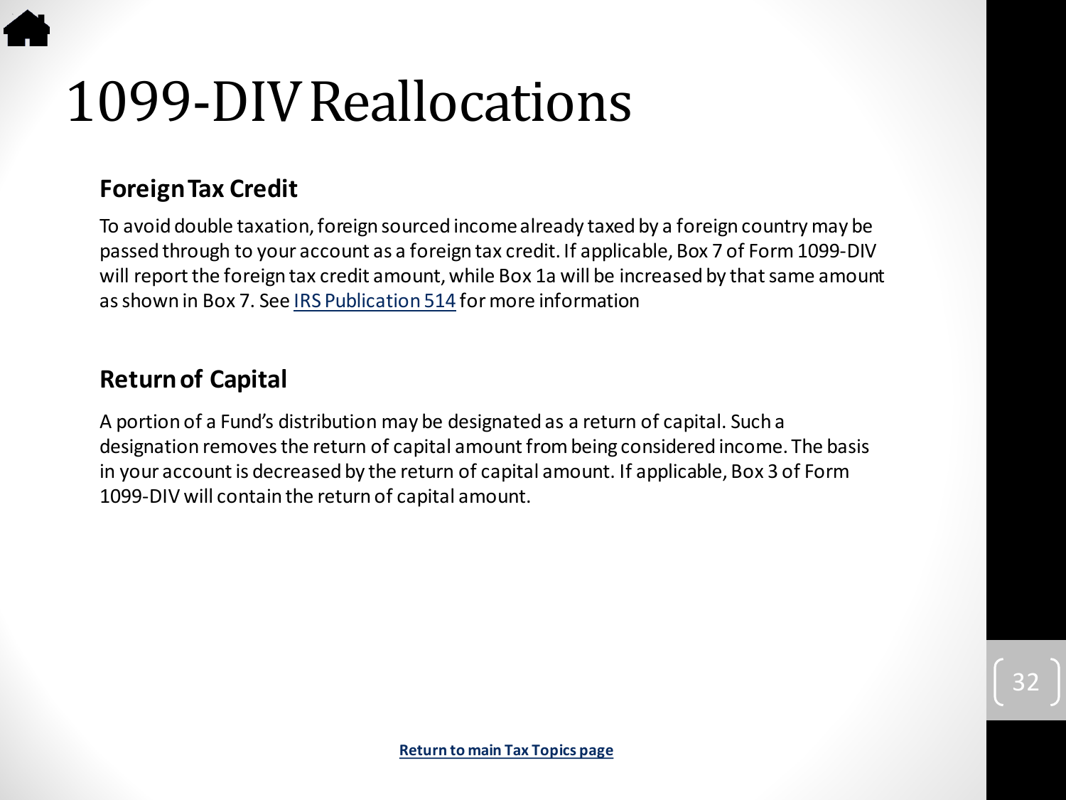# 1099-DIV Reallocations

## Foreign Tax Credit

To avoid double taxation, foreign sourced income already taxed by a foreign country may be passed through to your account as a foreign tax credit. If applicable, Box 7 of Form 1099-DIV will report the foreign tax credit amount, while Box 1a will be increased by that same amount as shown in Box 7. See IRS Publication 514 for more information

## Return of Capital

A portion of a Fund's distribution may be designated as a return of capital. Such a designation removes the return of capital amount from being considered income. The basis in your account is decreased by the return of capital amount. If applicable, Box 3 of Form 1099-DIV will contain the return of capital amount.

**Return to main Tax Topics page**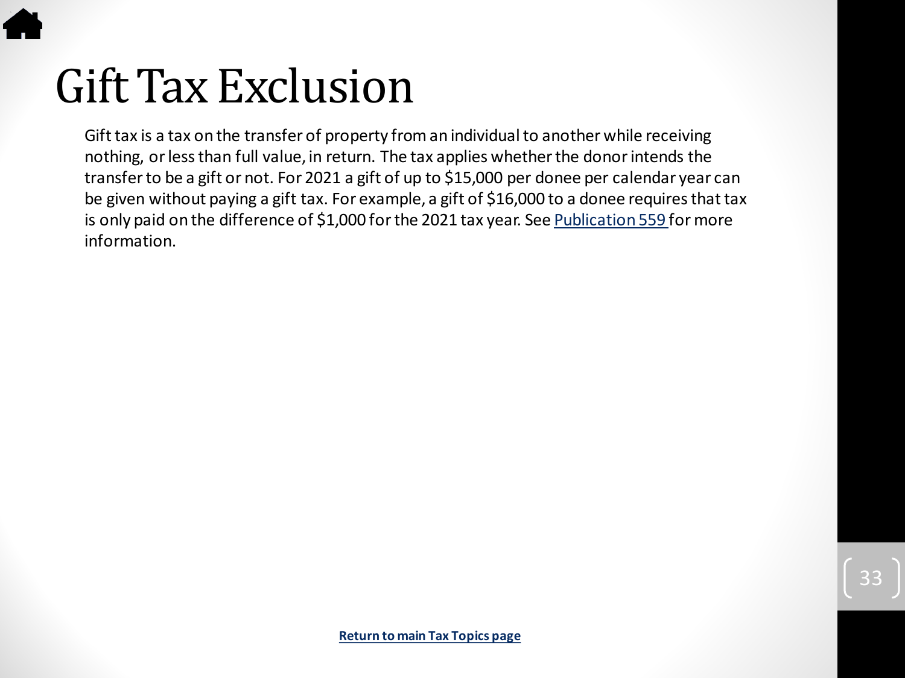# Gift Tax Exclusion

Gift tax is a tax on the transfer of property from an individual to another while receiving nothing, or less than full value, in return. The tax applies whether the donor intends the transfer to be a gift or not. For 2021 a gift of up to $15,000 per donee per calendar year can be given without paying a gift tax. For example, a gift of $16,000 to a donee requires that tax is only paid on the difference of $1,000 for the 2021 tax year. See Publication 559 for more information.

**Return to main Tax Topics page**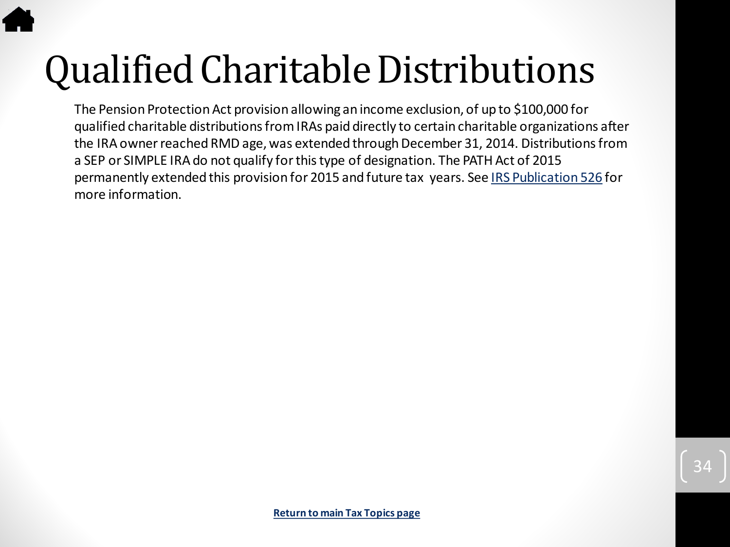# Qualified Charitable Distributions

The Pension Protection Act provision allowing an income exclusion, of up to $100,000 for qualified charitable distributions from IRAs paid directly to certain charitable organizations after the IRA owner reached RMD age, was extended through December 31, 2014. Distributions from a SEP or SIMPLE IRA do not qualify for this type of designation. The PATH Act of 2015 permanently extended this provision for 2015 and future tax years. See IRS Publication 526 for more information.

**Return to main Tax Topics page**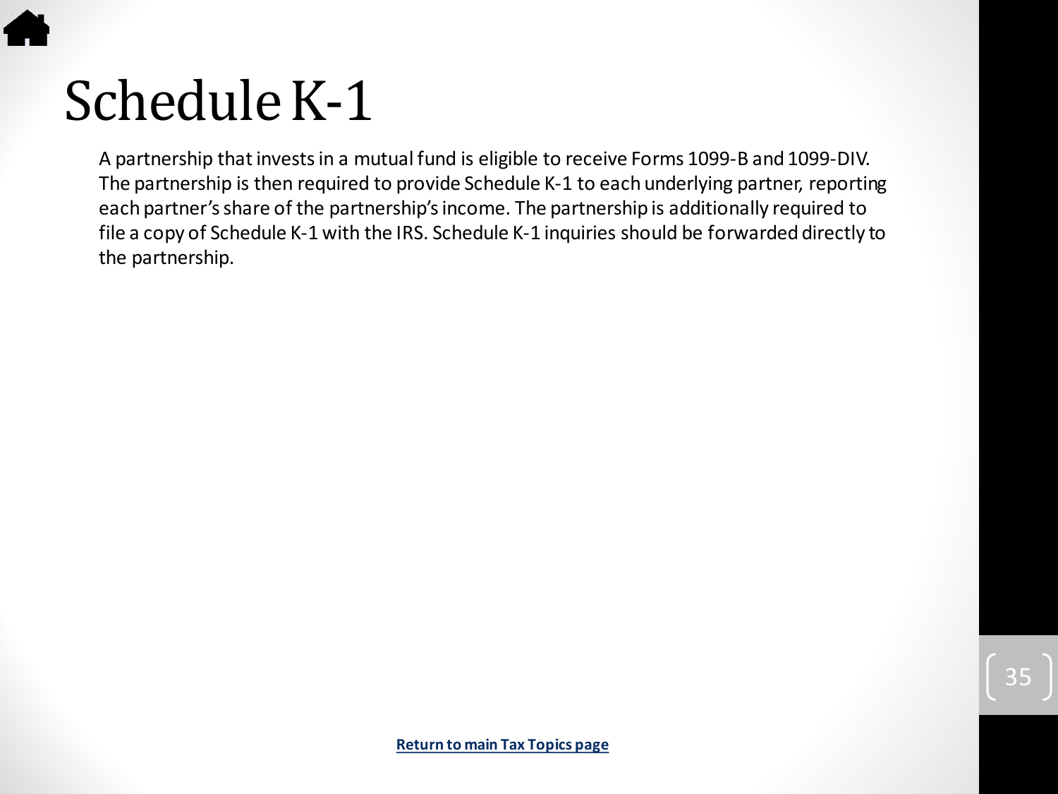# Schedule K-1

A partnership that invests in a mutual fund is eligible to receive Forms 1099-B and 1099-DIV. The partnership is then required to provide Schedule K-1 to each underlying partner, reporting each partner's share of the partnership's income. The partnership is additionally required to file a copy of Schedule K-1 with the IRS. Schedule K-1 inquiries should be forwarded directly to the partnership.

**Return to main Tax Topics page**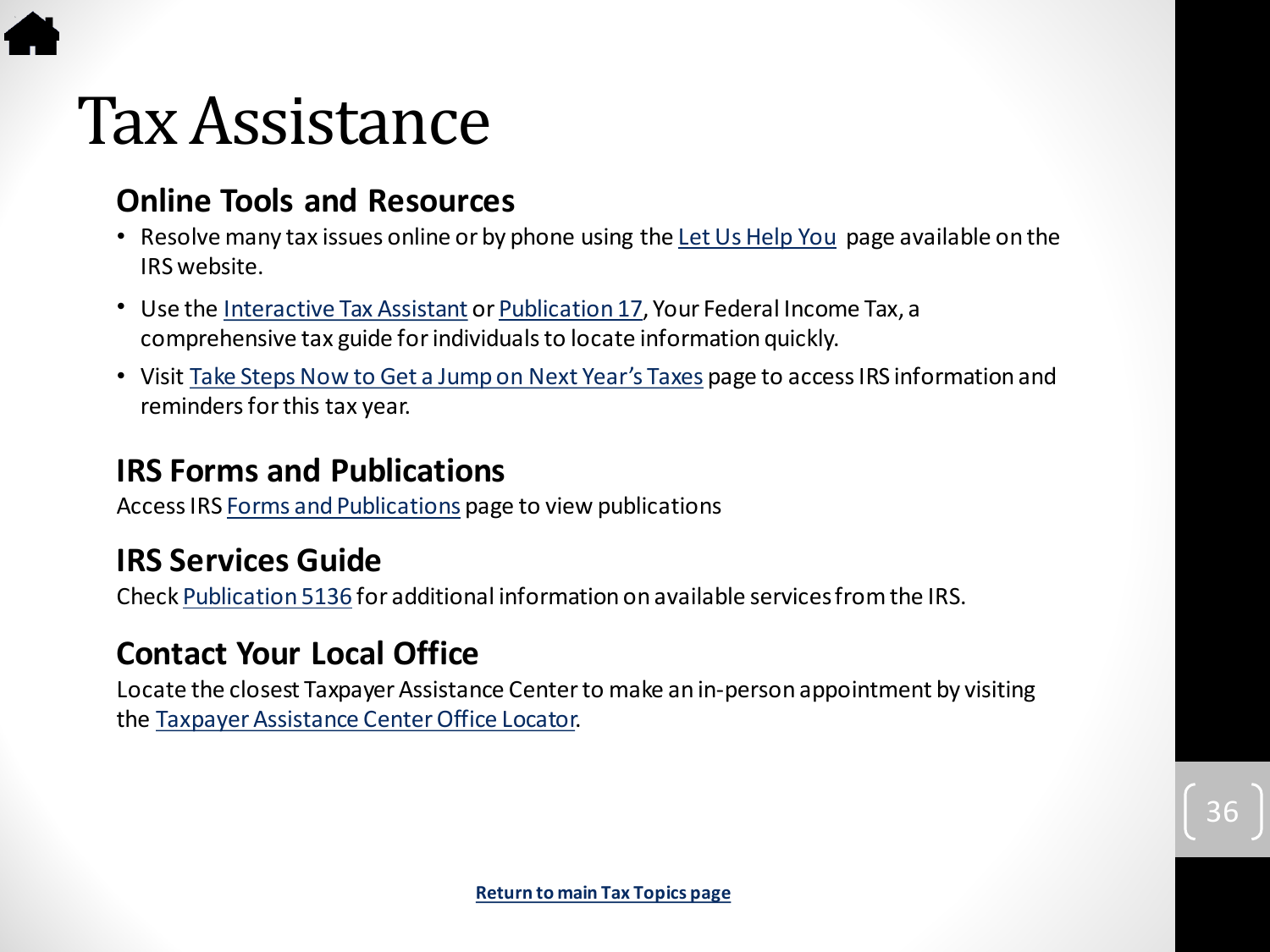# Tax Assistance

## Online Tools and Resources

- Resolve many tax issues online or by phone using the Let Us Help You page available on the IRS website.
- Use the Interactive Tax Assistant or Publication 17, Your Federal Income Tax, a comprehensive tax guide for individuals to locate information quickly.
- Visit Take Steps Now to Get a Jump on Next Year's Taxes page to access IRS information and reminders for this tax year.

## IRS Forms and Publications

Access IRS Forms and Publications page to view publications

## IRS Services Guide

Check Publication 5136 for additional information on available services from the IRS.

## Contact Your Local Office

Locate the closest Taxpayer Assistance Center to make an in-person appointment by visiting the Taxpayer Assistance Center Office Locator.

**Return to main Tax Topics page**